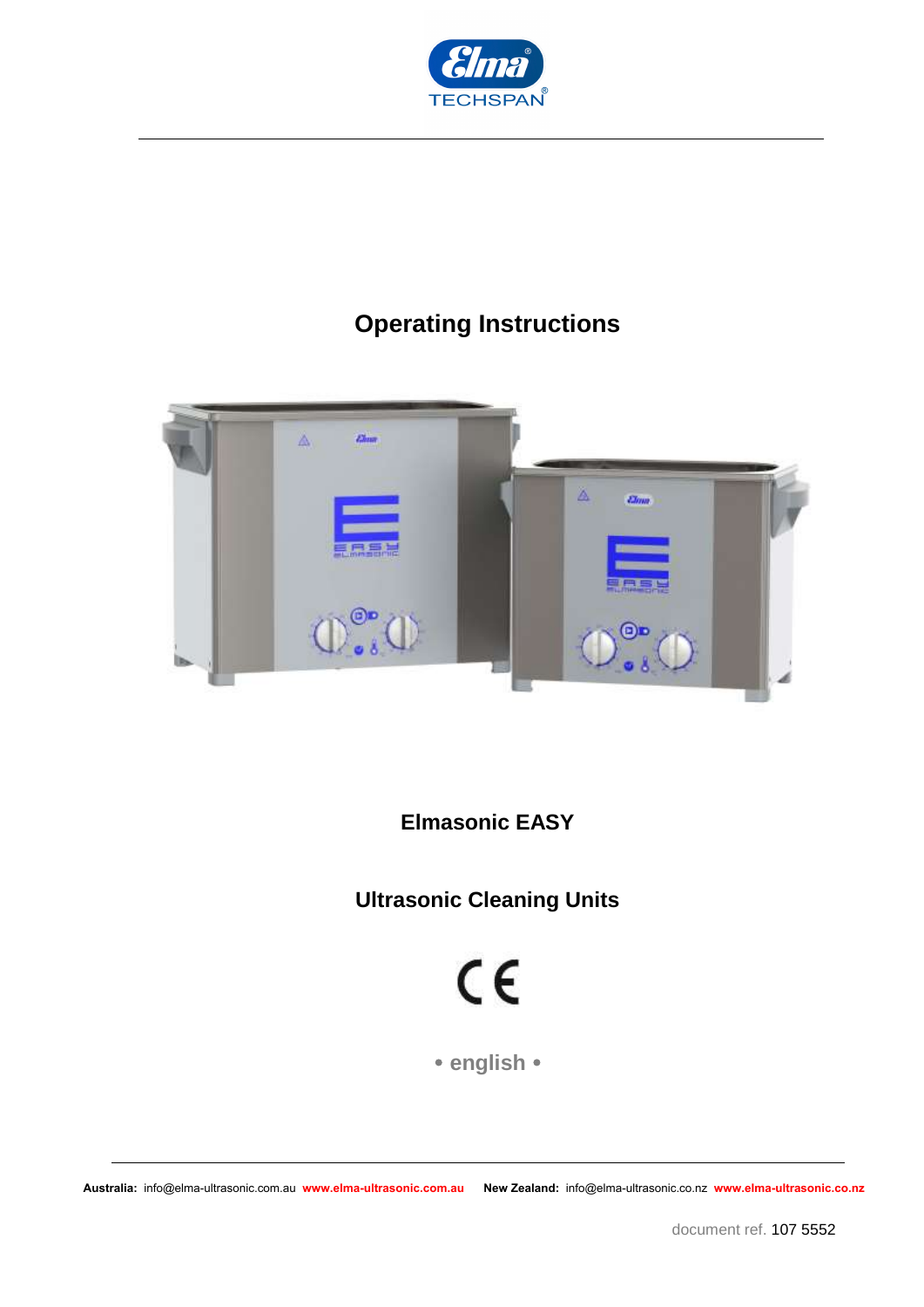# Operating Instructions

**Elmasonic EASY**

**Ultrasonic Cleaning Units**

• english •

**Australia:** info@elma-ultrasonic.com.au **www.elma-ultrasonic.com.au** **New Zealand:** info@elma-ultrasonic.co.nz **www.elma-ultrasonic.co.nz**

document ref. 107 5552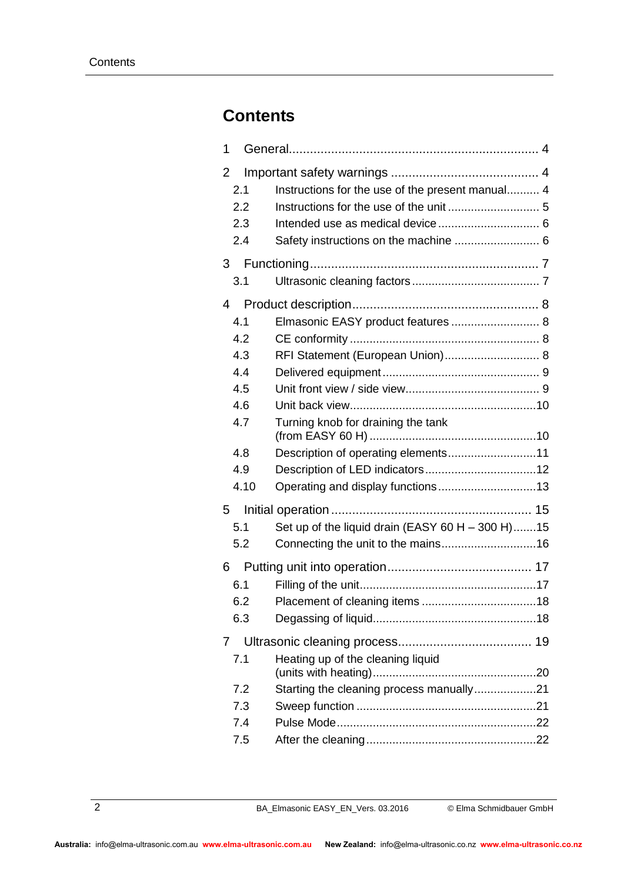# Contents

1 General...................................................................... 4

2 Important safety warnings .......................................... 4
- 2.1 Instructions for the use of the present manual.......... 4
- 2.2 Instructions for the use of the unit ............................ 5
- 2.3 Intended use as medical device ............................... 6
- 2.4 Safety instructions on the machine .......................... 6

3 Functioning................................................................. 7
- 3.1 Ultrasonic cleaning factors ....................................... 7

4 Product description.................................................... 8
- 4.1 Elmasonic EASY product features ........................... 8
- 4.2 CE conformity .......................................................... 8
- 4.3 RFI Statement (European Union)............................. 8
- 4.4 Delivered equipment ................................................ 9
- 4.5 Unit front view / side view......................................... 9
- 4.6 Unit back view.........................................................10
- 4.7 Turning knob for draining the tank (from EASY 60 H) ...................................................10
- 4.8 Description of operating elements...........................11
- 4.9 Description of LED indicators..................................12
- 4.10 Operating and display functions..............................13

5 Initial operation ........................................................ 15
- 5.1 Set up of the liquid drain (EASY 60 H – 300 H).......15
- 5.2 Connecting the unit to the mains.............................16

6 Putting unit into operation........................................ 17
- 6.1 Filling of the unit......................................................17
- 6.2 Placement of cleaning items ...................................18
- 6.3 Degassing of liquid..................................................18

7 Ultrasonic cleaning process..................................... 19
- 7.1 Heating up of the cleaning liquid (units with heating)..................................................20
- 7.2 Starting the cleaning process manually...................21
- 7.3 Sweep function .......................................................21
- 7.4 Pulse Mode.............................................................22
- 7.5 After the cleaning....................................................22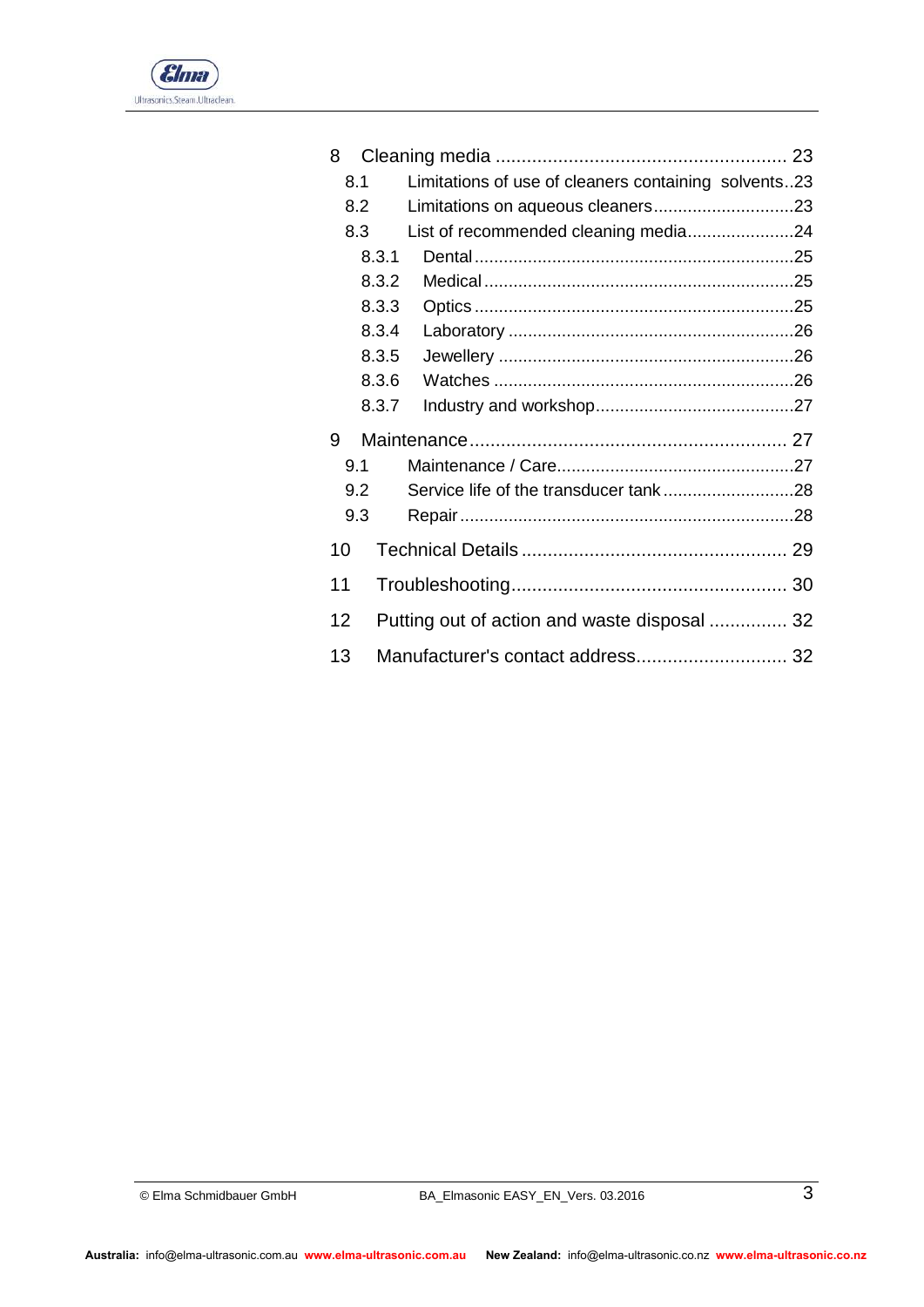8 Cleaning media ........................................................ 23
- 8.1 Limitations of use of cleaners containing solvents..23
- 8.2 Limitations on aqueous cleaners.............................23
- 8.3 List of recommended cleaning media......................24
  - 8.3.1 Dental..................................................................25
  - 8.3.2 Medical................................................................25
  - 8.3.3 Optics..................................................................25
  - 8.3.4 Laboratory ...........................................................26
  - 8.3.5 Jewellery .............................................................26
  - 8.3.6 Watches ..............................................................26
  - 8.3.7 Industry and workshop..........................................27

9 Maintenance............................................................ 27
- 9.1 Maintenance / Care.................................................27
- 9.2 Service life of the transducer tank ...........................28
- 9.3 Repair.....................................................................28

10 Technical Details .................................................. 29

11 Troubleshooting.................................................... 30

12 Putting out of action and waste disposal ............... 32

13 Manufacturer's contact address............................ 32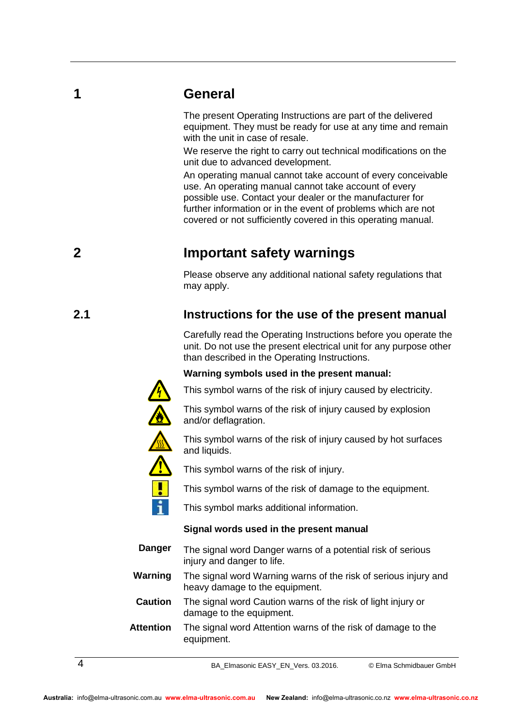# 1 General

The present Operating Instructions are part of the delivered equipment. They must be ready for use at any time and remain with the unit in case of resale.

We reserve the right to carry out technical modifications on the unit due to advanced development.

An operating manual cannot take account of every conceivable use. An operating manual cannot take account of every possible use. Contact your dealer or the manufacturer for further information or in the event of problems which are not covered or not sufficiently covered in this operating manual.

# 2 Important safety warnings

Please observe any additional national safety regulations that may apply.

## 2.1 Instructions for the use of the present manual

Carefully read the Operating Instructions before you operate the unit. Do not use the present electrical unit for any purpose other than described in the Operating Instructions.

**Warning symbols used in the present manual:**

This symbol warns of the risk of injury caused by electricity.

This symbol warns of the risk of injury caused by explosion and/or deflagration.

This symbol warns of the risk of injury caused by hot surfaces and liquids.

This symbol warns of the risk of injury.

This symbol warns of the risk of damage to the equipment.

This symbol marks additional information.

**Signal words used in the present manual**

**Danger** The signal word Danger warns of a potential risk of serious injury and danger to life.

**Warning** The signal word Warning warns of the risk of serious injury and heavy damage to the equipment.

**Caution** The signal word Caution warns of the risk of light injury or damage to the equipment.

**Attention** The signal word Attention warns of the risk of damage to the equipment.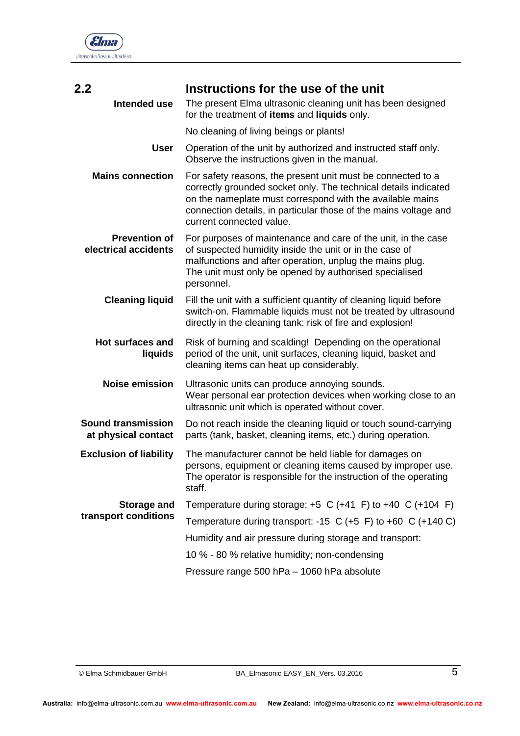## 2.2 Instructions for the use of the unit

**Intended use**

The present Elma ultrasonic cleaning unit has been designed for the treatment of **items** and **liquids** only.

No cleaning of living beings or plants!

**User**

Operation of the unit by authorized and instructed staff only. Observe the instructions given in the manual.

**Mains connection**

For safety reasons, the present unit must be connected to a correctly grounded socket only. The technical details indicated on the nameplate must correspond with the available mains connection details, in particular those of the mains voltage and current connected value.

**Prevention of electrical accidents**

For purposes of maintenance and care of the unit, in the case of suspected humidity inside the unit or in the case of malfunctions and after operation, unplug the mains plug. The unit must only be opened by authorised specialised personnel.

**Cleaning liquid**

Fill the unit with a sufficient quantity of cleaning liquid before switch-on. Flammable liquids must not be treated by ultrasound directly in the cleaning tank: risk of fire and explosion!

**Hot surfaces and liquids**

Risk of burning and scalding! Depending on the operational period of the unit, unit surfaces, cleaning liquid, basket and cleaning items can heat up considerably.

**Noise emission**

Ultrasonic units can produce annoying sounds.
Wear personal ear protection devices when working close to an ultrasonic unit which is operated without cover.

**Sound transmission at physical contact**

Do not reach inside the cleaning liquid or touch sound-carrying parts (tank, basket, cleaning items, etc.) during operation.

**Exclusion of liability**

The manufacturer cannot be held liable for damages on persons, equipment or cleaning items caused by improper use. The operator is responsible for the instruction of the operating staff.

**Storage and transport conditions**

Temperature during storage: +5 C (+41 F) to +40 C (+104 F)

Temperature during transport: -15 C (+5 F) to +60 C (+140 C)

Humidity and air pressure during storage and transport:

10 % - 80 % relative humidity; non-condensing

Pressure range 500 hPa – 1060 hPa absolute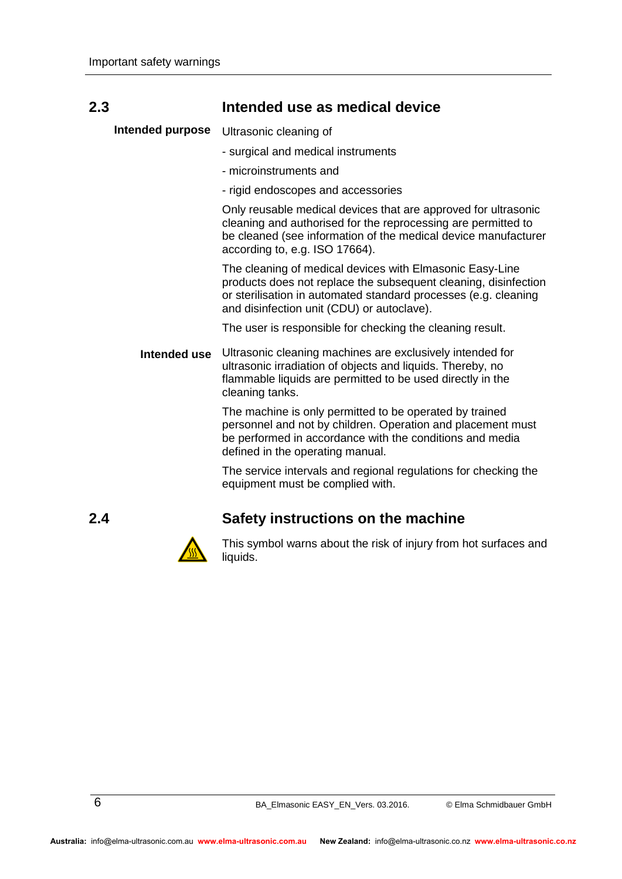## 2.3 Intended use as medical device

**Intended purpose**

Ultrasonic cleaning of

- surgical and medical instruments
- microinstruments and
- rigid endoscopes and accessories

Only reusable medical devices that are approved for ultrasonic cleaning and authorised for the reprocessing are permitted to be cleaned (see information of the medical device manufacturer according to, e.g. ISO 17664).

The cleaning of medical devices with Elmasonic Easy-Line products does not replace the subsequent cleaning, disinfection or sterilisation in automated standard processes (e.g. cleaning and disinfection unit (CDU) or autoclave).

The user is responsible for checking the cleaning result.

**Intended use**

Ultrasonic cleaning machines are exclusively intended for ultrasonic irradiation of objects and liquids. Thereby, no flammable liquids are permitted to be used directly in the cleaning tanks.

The machine is only permitted to be operated by trained personnel and not by children. Operation and placement must be performed in accordance with the conditions and media defined in the operating manual.

The service intervals and regional regulations for checking the equipment must be complied with.

## 2.4 Safety instructions on the machine

This symbol warns about the risk of injury from hot surfaces and liquids.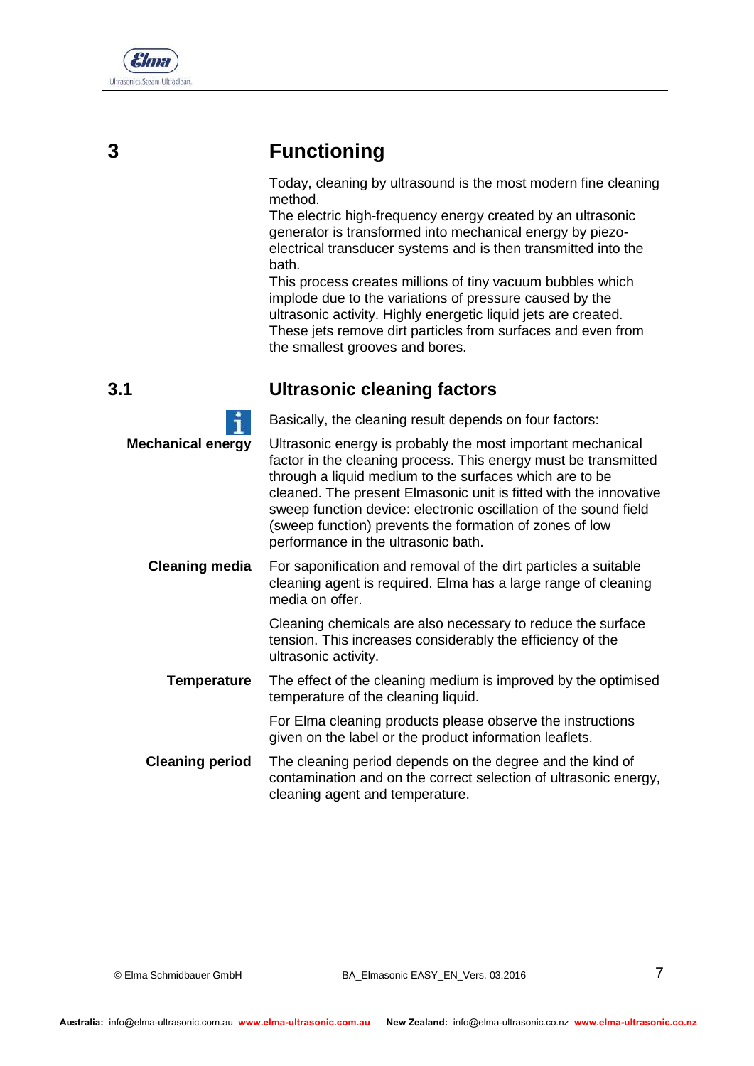# 3 Functioning

Today, cleaning by ultrasound is the most modern fine cleaning method.
The electric high-frequency energy created by an ultrasonic generator is transformed into mechanical energy by piezo-electrical transducer systems and is then transmitted into the bath.
This process creates millions of tiny vacuum bubbles which implode due to the variations of pressure caused by the ultrasonic activity. Highly energetic liquid jets are created. These jets remove dirt particles from surfaces and even from the smallest grooves and bores.

## 3.1 Ultrasonic cleaning factors

Basically, the cleaning result depends on four factors:

**Mechanical energy**

Ultrasonic energy is probably the most important mechanical factor in the cleaning process. This energy must be transmitted through a liquid medium to the surfaces which are to be cleaned. The present Elmasonic unit is fitted with the innovative sweep function device: electronic oscillation of the sound field (sweep function) prevents the formation of zones of low performance in the ultrasonic bath.

**Cleaning media**

For saponification and removal of the dirt particles a suitable cleaning agent is required. Elma has a large range of cleaning media on offer.

Cleaning chemicals are also necessary to reduce the surface tension. This increases considerably the efficiency of the ultrasonic activity.

**Temperature**

The effect of the cleaning medium is improved by the optimised temperature of the cleaning liquid.

For Elma cleaning products please observe the instructions given on the label or the product information leaflets.

**Cleaning period**

The cleaning period depends on the degree and the kind of contamination and on the correct selection of ultrasonic energy, cleaning agent and temperature.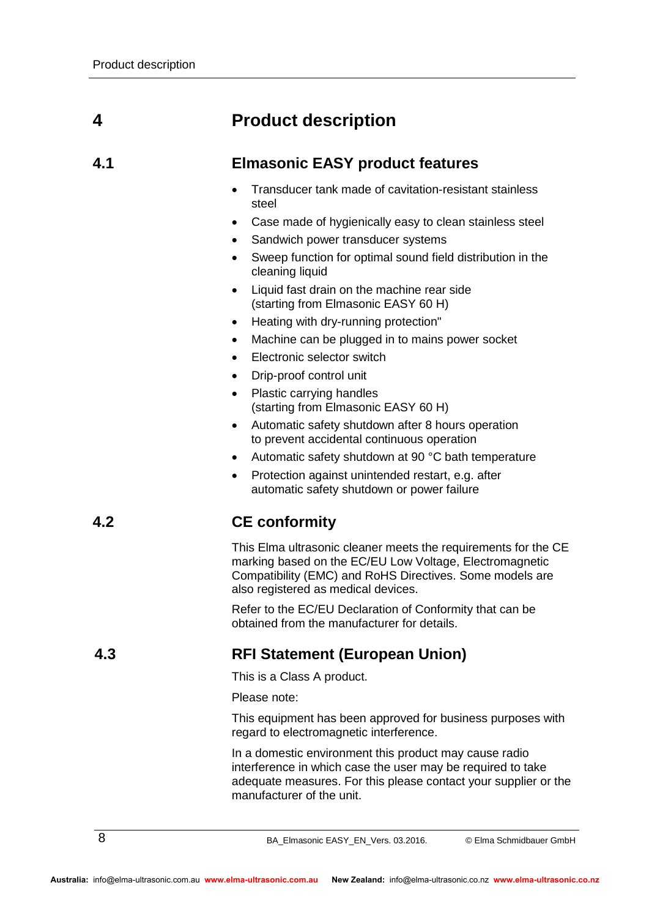# 4 Product description

## 4.1 Elmasonic EASY product features

- Transducer tank made of cavitation-resistant stainless steel
- Case made of hygienically easy to clean stainless steel
- Sandwich power transducer systems
- Sweep function for optimal sound field distribution in the cleaning liquid
- Liquid fast drain on the machine rear side (starting from Elmasonic EASY 60 H)
- Heating with dry-running protection"
- Machine can be plugged in to mains power socket
- Electronic selector switch
- Drip-proof control unit
- Plastic carrying handles (starting from Elmasonic EASY 60 H)
- Automatic safety shutdown after 8 hours operation to prevent accidental continuous operation
- Automatic safety shutdown at 90 °C bath temperature
- Protection against unintended restart, e.g. after automatic safety shutdown or power failure

## 4.2 CE conformity

This Elma ultrasonic cleaner meets the requirements for the CE marking based on the EC/EU Low Voltage, Electromagnetic Compatibility (EMC) and RoHS Directives. Some models are also registered as medical devices.

Refer to the EC/EU Declaration of Conformity that can be obtained from the manufacturer for details.

## 4.3 RFI Statement (European Union)

This is a Class A product.

Please note:

This equipment has been approved for business purposes with regard to electromagnetic interference.

In a domestic environment this product may cause radio interference in which case the user may be required to take adequate measures. For this please contact your supplier or the manufacturer of the unit.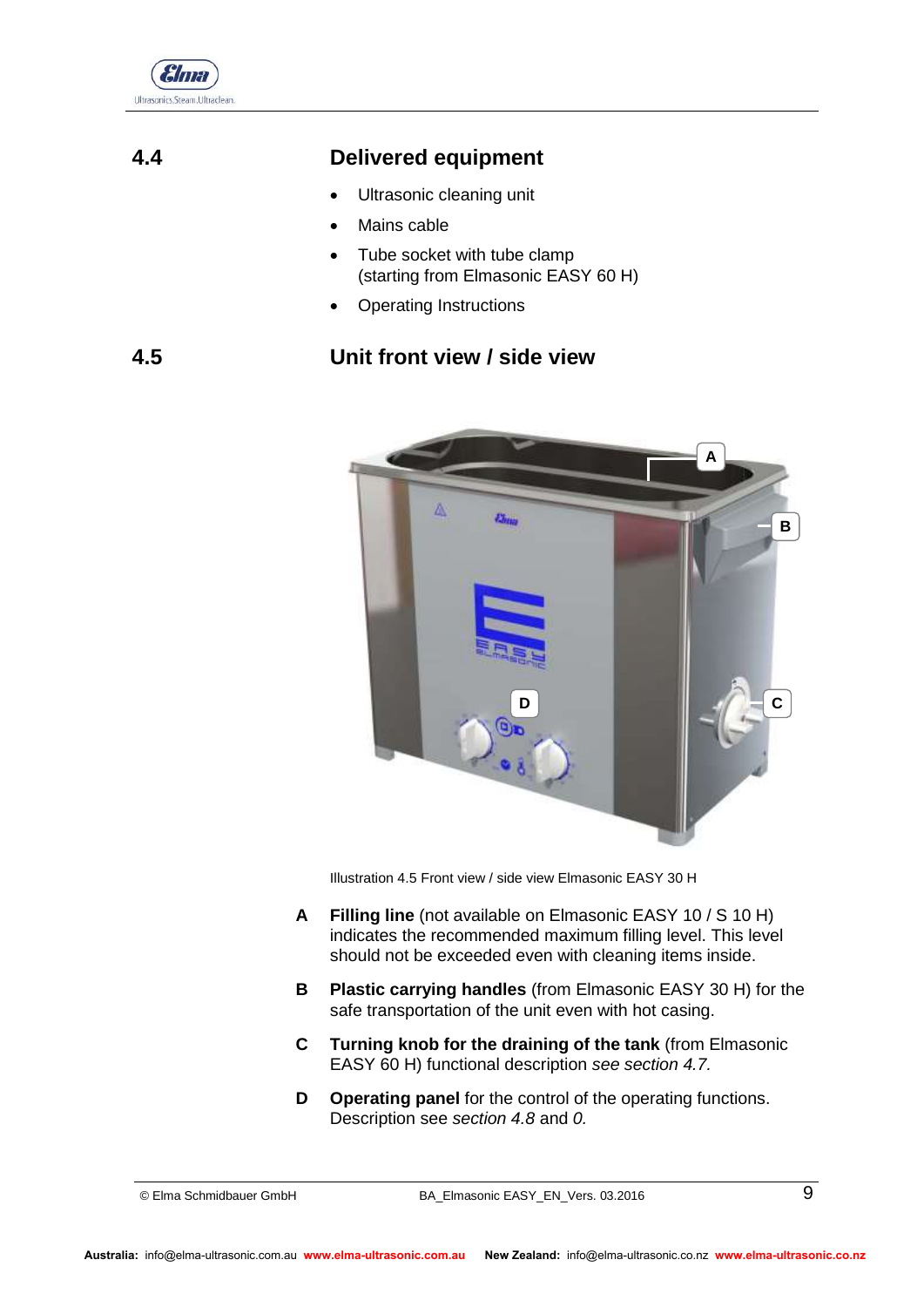## 4.4 Delivered equipment

- Ultrasonic cleaning unit
- Mains cable
- Tube socket with tube clamp (starting from Elmasonic EASY 60 H)
- Operating Instructions

## 4.5 Unit front view / side view

Illustration 4.5 Front view / side view Elmasonic EASY 30 H

**A** **Filling line** (not available on Elmasonic EASY 10 / S 10 H) indicates the recommended maximum filling level. This level should not be exceeded even with cleaning items inside.

**B** **Plastic carrying handles** (from Elmasonic EASY 30 H) for the safe transportation of the unit even with hot casing.

**C** **Turning knob for the draining of the tank** (from Elmasonic EASY 60 H) functional description *see section 4.7.*

**D** **Operating panel** for the control of the operating functions. Description see *section 4.8* and *0.*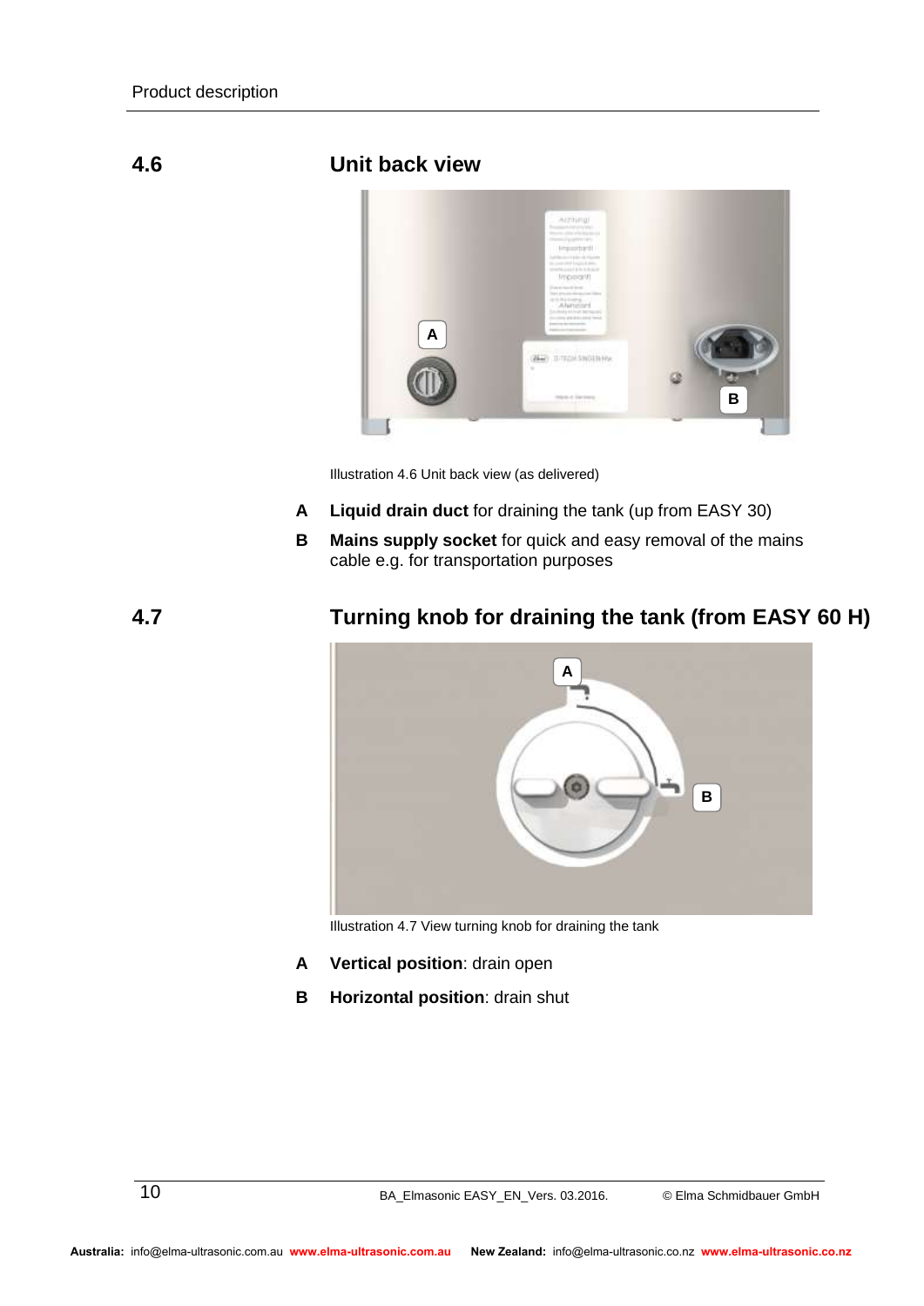## 4.6 Unit back view

Illustration 4.6 Unit back view (as delivered)

**A** **Liquid drain duct** for draining the tank (up from EASY 30)

**B** **Mains supply socket** for quick and easy removal of the mains cable e.g. for transportation purposes

## 4.7 Turning knob for draining the tank (from EASY 60 H)

Illustration 4.7 View turning knob for draining the tank

**A** **Vertical position**: drain open

**B** **Horizontal position**: drain shut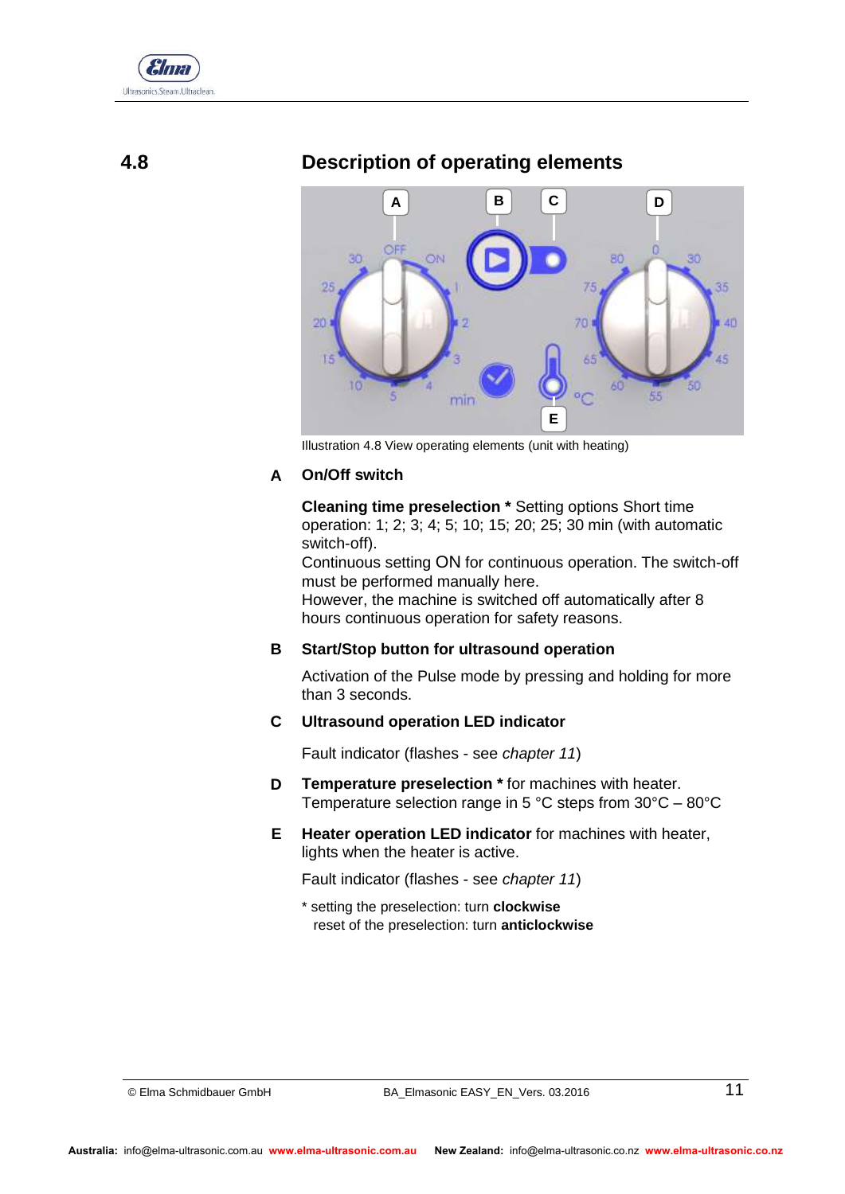## 4.8 Description of operating elements

Illustration 4.8 View operating elements (unit with heating)

**A On/Off switch**

**Cleaning time preselection *** Setting options Short time operation: 1; 2; 3; 4; 5; 10; 15; 20; 25; 30 min (with automatic switch-off).
Continuous setting ON for continuous operation. The switch-off must be performed manually here.
However, the machine is switched off automatically after 8 hours continuous operation for safety reasons.

**B Start/Stop button for ultrasound operation**

Activation of the Pulse mode by pressing and holding for more than 3 seconds.

**C Ultrasound operation LED indicator**

Fault indicator (flashes - see *chapter 11*)

**D Temperature preselection *** for machines with heater.
Temperature selection range in 5 °C steps from 30°C – 80°C

**E Heater operation LED indicator** for machines with heater, lights when the heater is active.

Fault indicator (flashes - see *chapter 11*)

* setting the preselection: turn **clockwise**
reset of the preselection: turn **anticlockwise**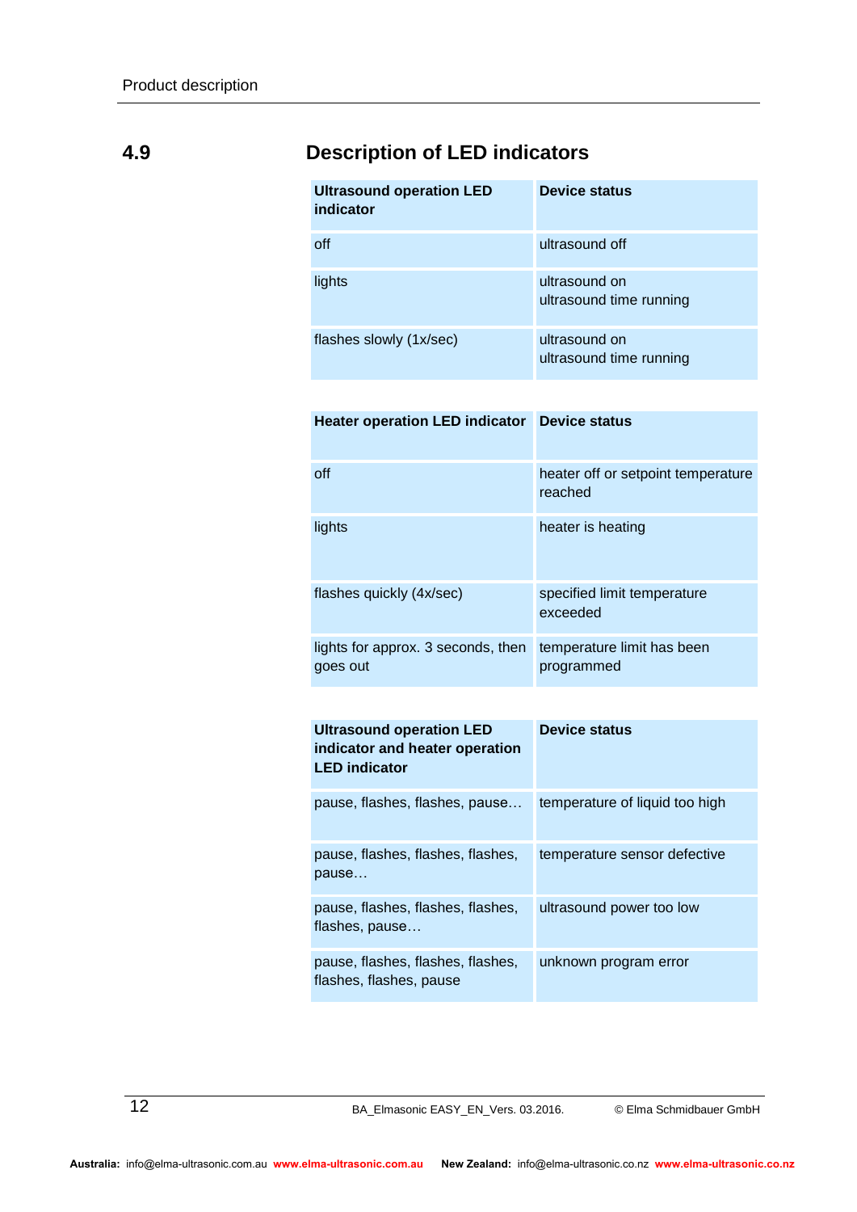## 4.9 Description of LED indicators

| Ultrasound operation LED indicator | Device status |
|---|---|
| off | ultrasound off |
| lights | ultrasound on<br>ultrasound time running |
| flashes slowly (1x/sec) | ultrasound on<br>ultrasound time running |

| Heater operation LED indicator | Device status |
|---|---|
| off | heater off or setpoint temperature reached |
| lights | heater is heating |
| flashes quickly (4x/sec) | specified limit temperature exceeded |
| lights for approx. 3 seconds, then goes out | temperature limit has been programmed |

| Ultrasound operation LED indicator and heater operation LED indicator | Device status |
|---|---|
| pause, flashes, flashes, pause… | temperature of liquid too high |
| pause, flashes, flashes, flashes, pause… | temperature sensor defective |
| pause, flashes, flashes, flashes, flashes, pause… | ultrasound power too low |
| pause, flashes, flashes, flashes, flashes, flashes, pause | unknown program error |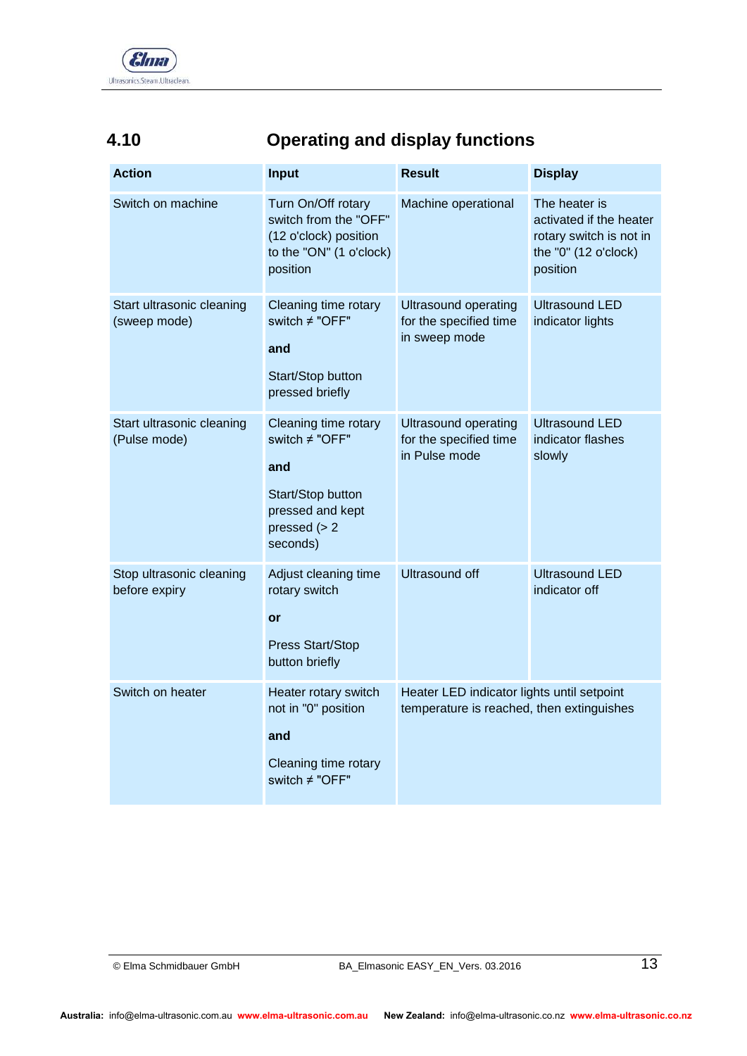## 4.10 Operating and display functions

| Action | Input | Result | Display |
|---|---|---|---|
| Switch on machine | Turn On/Off rotary switch from the "OFF" (12 o'clock) position to the "ON" (1 o'clock) position | Machine operational | The heater is activated if the heater rotary switch is not in the "0" (12 o'clock) position |
| Start ultrasonic cleaning (sweep mode) | Cleaning time rotary switch ≠ "OFF" **and** Start/Stop button pressed briefly | Ultrasound operating for the specified time in sweep mode | Ultrasound LED indicator lights |
| Start ultrasonic cleaning (Pulse mode) | Cleaning time rotary switch ≠ "OFF" **and** Start/Stop button pressed and kept pressed (> 2 seconds) | Ultrasound operating for the specified time in Pulse mode | Ultrasound LED indicator flashes slowly |
| Stop ultrasonic cleaning before expiry | Adjust cleaning time rotary switch **or** Press Start/Stop button briefly | Ultrasound off | Ultrasound LED indicator off |
| Switch on heater | Heater rotary switch not in "0" position **and** Cleaning time rotary switch ≠ "OFF" | Heater LED indicator lights until setpoint temperature is reached, then extinguishes | |

Australia: info@elma-ultrasonic.com.au **www.elma-ultrasonic.com.au** New Zealand: info@elma-ultrasonic.co.nz **www.elma-ultrasonic.co.nz**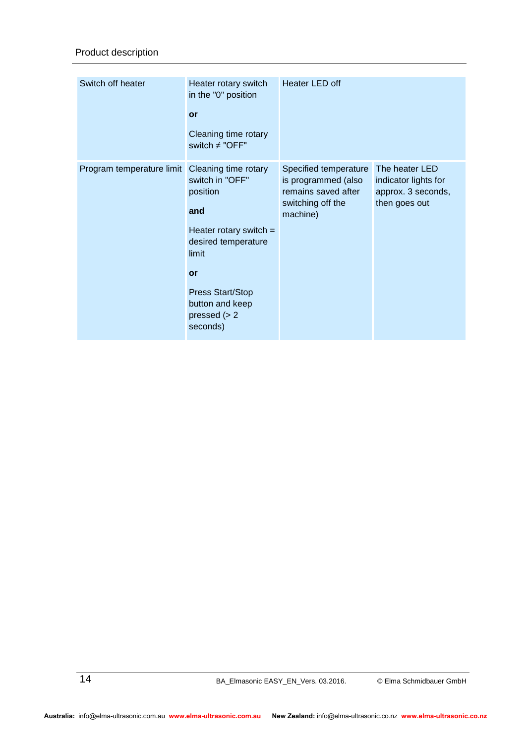| Switch off heater | Heater rotary switch in the "0" position<br><br>**or**<br><br>Cleaning time rotary switch ≠ "OFF" | Heater LED off | |
|---|---|---|---|
| Program temperature limit | Cleaning time rotary switch in "OFF" position<br><br>**and**<br><br>Heater rotary switch = desired temperature limit<br><br>**or**<br><br>Press Start/Stop button and keep pressed (> 2 seconds) | Specified temperature is programmed (also remains saved after switching off the machine) | The heater LED indicator lights for approx. 3 seconds, then goes out |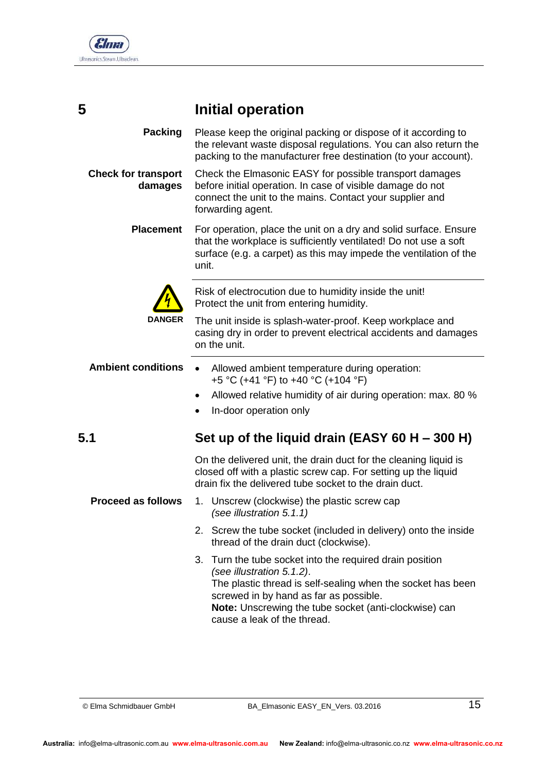# 5 Initial operation

**Packing**

Please keep the original packing or dispose of it according to the relevant waste disposal regulations. You can also return the packing to the manufacturer free destination (to your account).

**Check for transport damages**

Check the Elmasonic EASY for possible transport damages before initial operation. In case of visible damage do not connect the unit to the mains. Contact your supplier and forwarding agent.

**Placement**

For operation, place the unit on a dry and solid surface. Ensure that the workplace is sufficiently ventilated! Do not use a soft surface (e.g. a carpet) as this may impede the ventilation of the unit.

---

**DANGER**

Risk of electrocution due to humidity inside the unit! Protect the unit from entering humidity.

The unit inside is splash-water-proof. Keep workplace and casing dry in order to prevent electrical accidents and damages on the unit.

---

**Ambient conditions**

- Allowed ambient temperature during operation: +5 °C (+41 °F) to +40 °C (+104 °F)
- Allowed relative humidity of air during operation: max. 80 %
- In-door operation only

## 5.1 Set up of the liquid drain (EASY 60 H – 300 H)

On the delivered unit, the drain duct for the cleaning liquid is closed off with a plastic screw cap. For setting up the liquid drain fix the delivered tube socket to the drain duct.

**Proceed as follows**

1. Unscrew (clockwise) the plastic screw cap *(see illustration 5.1.1)*
2. Screw the tube socket (included in delivery) onto the inside thread of the drain duct (clockwise).
3. Turn the tube socket into the required drain position *(see illustration 5.1.2)*.
   The plastic thread is self-sealing when the socket has been screwed in by hand as far as possible.
   **Note:** Unscrewing the tube socket (anti-clockwise) can cause a leak of the thread.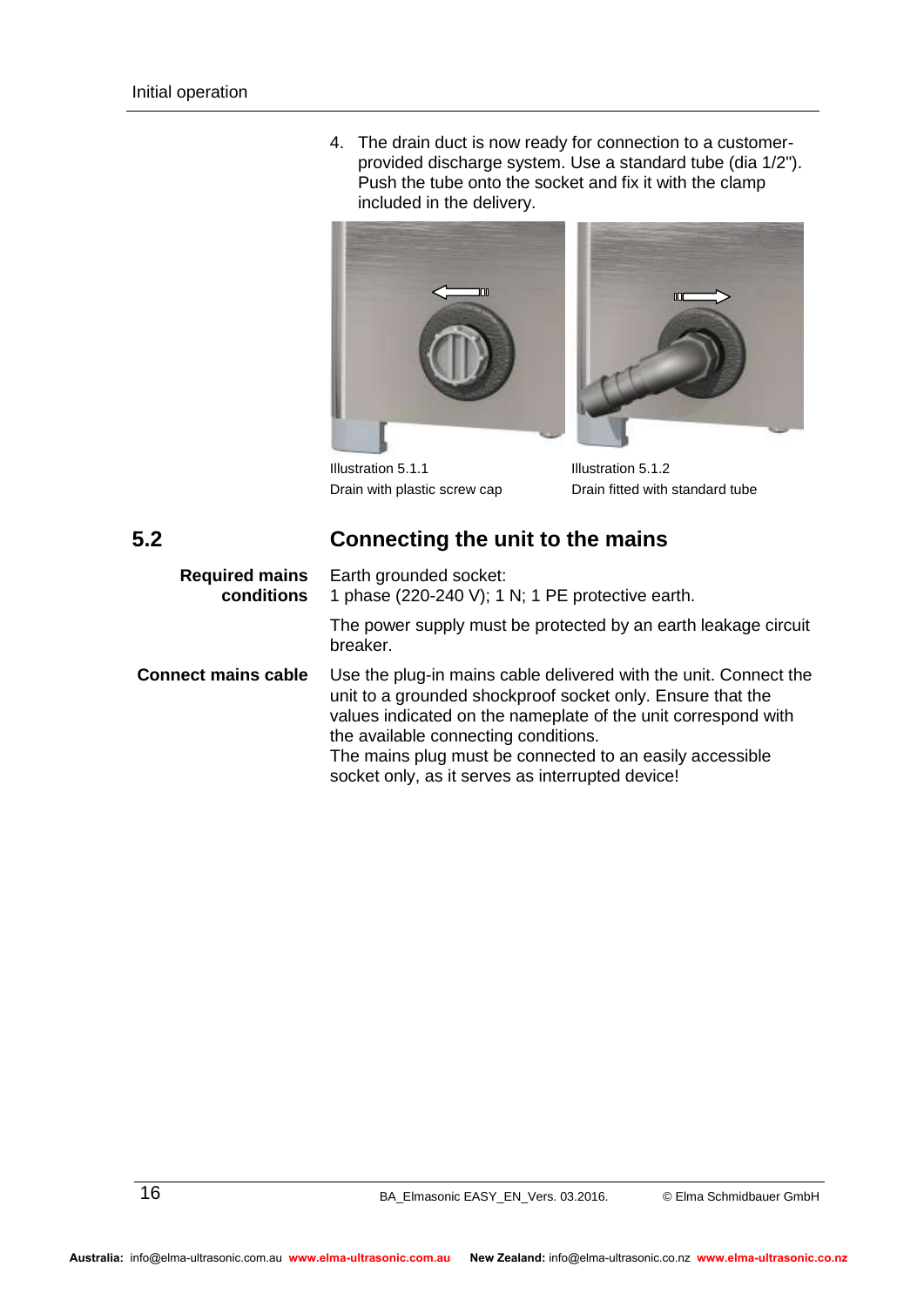4. The drain duct is now ready for connection to a customer-provided discharge system. Use a standard tube (dia 1/2"). Push the tube onto the socket and fix it with the clamp included in the delivery.

Illustration 5.1.1
Drain with plastic screw cap

Illustration 5.1.2
Drain fitted with standard tube

## 5.2 Connecting the unit to the mains

**Required mains conditions**

Earth grounded socket:
1 phase (220-240 V); 1 N; 1 PE protective earth.

The power supply must be protected by an earth leakage circuit breaker.

**Connect mains cable**

Use the plug-in mains cable delivered with the unit. Connect the unit to a grounded shockproof socket only. Ensure that the values indicated on the nameplate of the unit correspond with the available connecting conditions.
The mains plug must be connected to an easily accessible socket only, as it serves as interrupted device!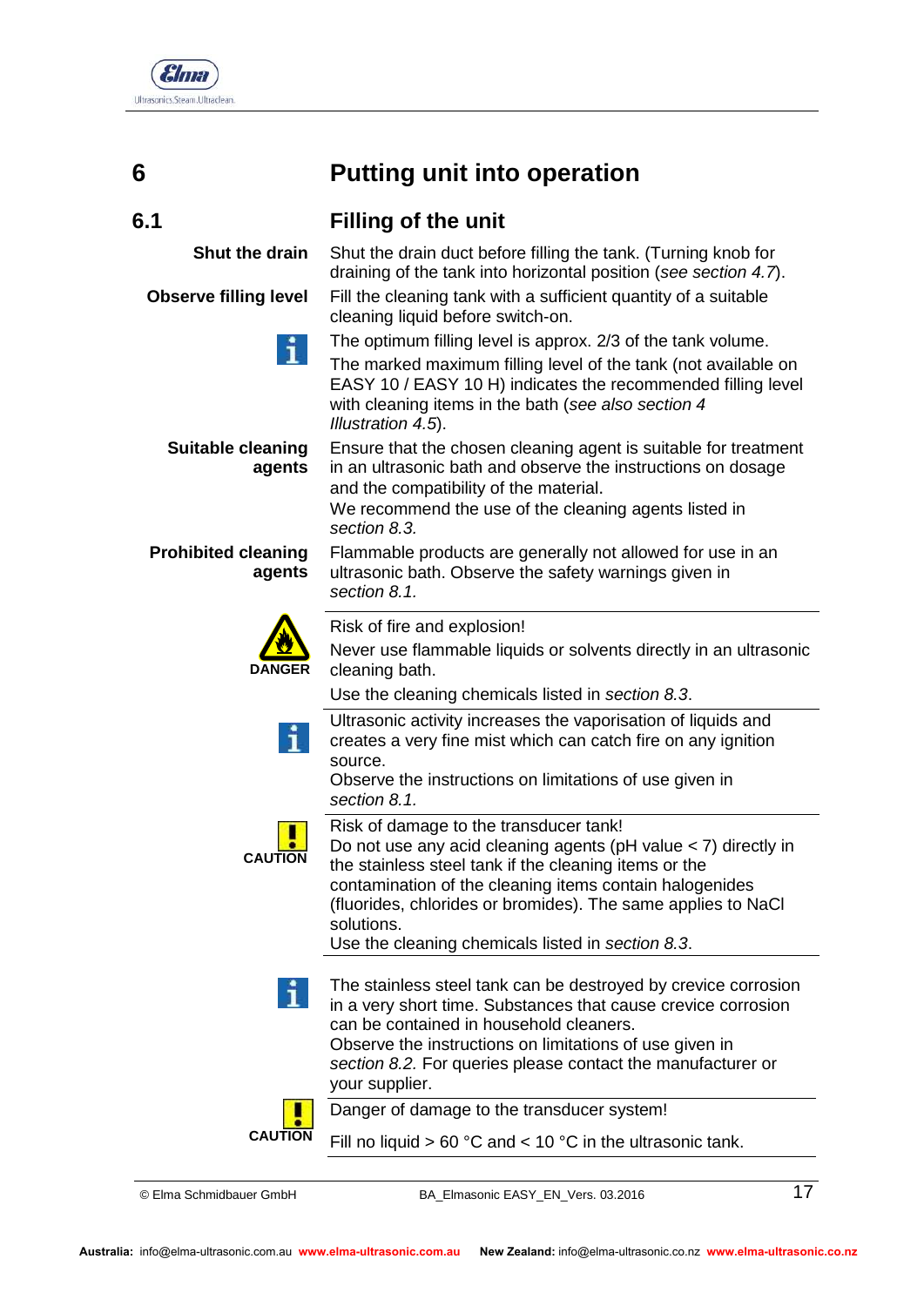# 6 Putting unit into operation

## 6.1 Filling of the unit

**Shut the drain**

Shut the drain duct before filling the tank. (Turning knob for draining of the tank into horizontal position (*see section 4.7*).

**Observe filling level**

Fill the cleaning tank with a sufficient quantity of a suitable cleaning liquid before switch-on.

The optimum filling level is approx. 2/3 of the tank volume.

The marked maximum filling level of the tank (not available on EASY 10 / EASY 10 H) indicates the recommended filling level with cleaning items in the bath (*see also section 4 Illustration 4.5*).

**Suitable cleaning agents**

Ensure that the chosen cleaning agent is suitable for treatment in an ultrasonic bath and observe the instructions on dosage and the compatibility of the material.
We recommend the use of the cleaning agents listed in *section 8.3.*

**Prohibited cleaning agents**

Flammable products are generally not allowed for use in an ultrasonic bath. Observe the safety warnings given in *section 8.1.*

---

**DANGER**

Risk of fire and explosion!

Never use flammable liquids or solvents directly in an ultrasonic cleaning bath.

Use the cleaning chemicals listed in *section 8.3*.

---

Ultrasonic activity increases the vaporisation of liquids and creates a very fine mist which can catch fire on any ignition source.
Observe the instructions on limitations of use given in *section 8.1.*

---

**CAUTION**

Risk of damage to the transducer tank!
Do not use any acid cleaning agents (pH value < 7) directly in the stainless steel tank if the cleaning items or the contamination of the cleaning items contain halogenides (fluorides, chlorides or bromides). The same applies to NaCl solutions.
Use the cleaning chemicals listed in *section 8.3*.

---

The stainless steel tank can be destroyed by crevice corrosion in a very short time. Substances that cause crevice corrosion can be contained in household cleaners.
Observe the instructions on limitations of use given in *section 8.2.* For queries please contact the manufacturer or your supplier.

---

**CAUTION**

Danger of damage to the transducer system!

Fill no liquid > 60 °C and < 10 °C in the ultrasonic tank.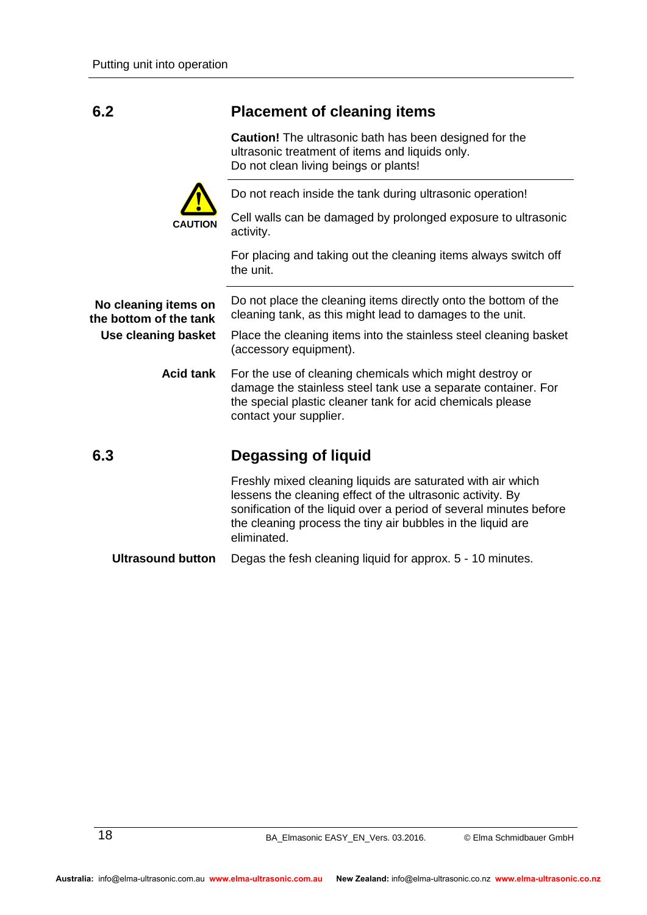## 6.2 Placement of cleaning items

**Caution!** The ultrasonic bath has been designed for the ultrasonic treatment of items and liquids only.
Do not clean living beings or plants!

**CAUTION**

Do not reach inside the tank during ultrasonic operation!

Cell walls can be damaged by prolonged exposure to ultrasonic activity.

For placing and taking out the cleaning items always switch off the unit.

**No cleaning items on the bottom of the tank**
Do not place the cleaning items directly onto the bottom of the cleaning tank, as this might lead to damages to the unit.

**Use cleaning basket**
Place the cleaning items into the stainless steel cleaning basket (accessory equipment).

**Acid tank**
For the use of cleaning chemicals which might destroy or damage the stainless steel tank use a separate container. For the special plastic cleaner tank for acid chemicals please contact your supplier.

## 6.3 Degassing of liquid

Freshly mixed cleaning liquids are saturated with air which lessens the cleaning effect of the ultrasonic activity. By sonification of the liquid over a period of several minutes before the cleaning process the tiny air bubbles in the liquid are eliminated.

**Ultrasound button**
Degas the fesh cleaning liquid for approx. 5 - 10 minutes.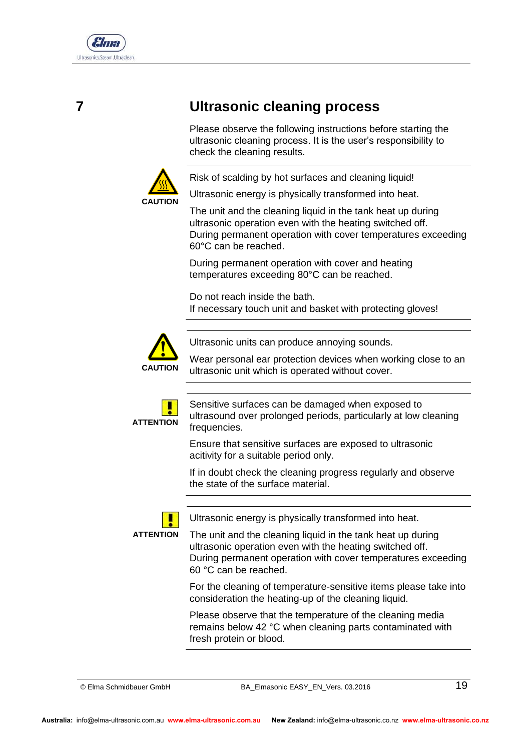# 7 Ultrasonic cleaning process

Please observe the following instructions before starting the ultrasonic cleaning process. It is the user's responsibility to check the cleaning results.

---

**CAUTION**

Risk of scalding by hot surfaces and cleaning liquid!

Ultrasonic energy is physically transformed into heat.

The unit and the cleaning liquid in the tank heat up during ultrasonic operation even with the heating switched off. During permanent operation with cover temperatures exceeding 60°C can be reached.

During permanent operation with cover and heating temperatures exceeding 80°C can be reached.

Do not reach inside the bath.
If necessary touch unit and basket with protecting gloves!

---

**CAUTION**

Ultrasonic units can produce annoying sounds.

Wear personal ear protection devices when working close to an ultrasonic unit which is operated without cover.

---

**ATTENTION**

Sensitive surfaces can be damaged when exposed to ultrasound over prolonged periods, particularly at low cleaning frequencies.

Ensure that sensitive surfaces are exposed to ultrasonic acitivity for a suitable period only.

If in doubt check the cleaning progress regularly and observe the state of the surface material.

---

**ATTENTION**

Ultrasonic energy is physically transformed into heat.

The unit and the cleaning liquid in the tank heat up during ultrasonic operation even with the heating switched off. During permanent operation with cover temperatures exceeding 60 °C can be reached.

For the cleaning of temperature-sensitive items please take into consideration the heating-up of the cleaning liquid.

Please observe that the temperature of the cleaning media remains below 42 °C when cleaning parts contaminated with fresh protein or blood.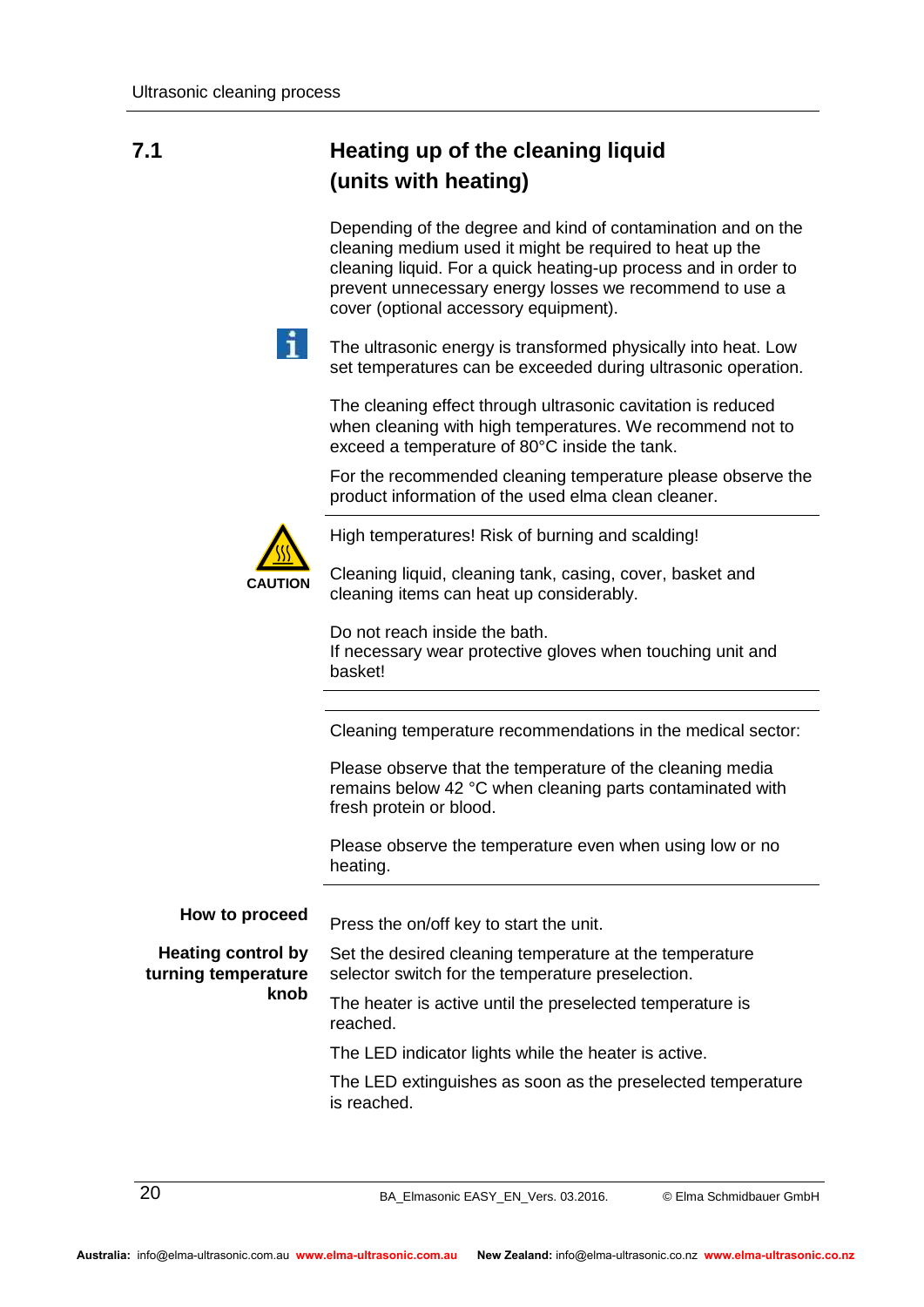## 7.1 Heating up of the cleaning liquid (units with heating)

Depending of the degree and kind of contamination and on the cleaning medium used it might be required to heat up the cleaning liquid. For a quick heating-up process and in order to prevent unnecessary energy losses we recommend to use a cover (optional accessory equipment).

The ultrasonic energy is transformed physically into heat. Low set temperatures can be exceeded during ultrasonic operation.

The cleaning effect through ultrasonic cavitation is reduced when cleaning with high temperatures. We recommend not to exceed a temperature of 80°C inside the tank.

For the recommended cleaning temperature please observe the product information of the used elma clean cleaner.

---

**CAUTION**

High temperatures! Risk of burning and scalding!

Cleaning liquid, cleaning tank, casing, cover, basket and cleaning items can heat up considerably.

Do not reach inside the bath.
If necessary wear protective gloves when touching unit and basket!

---

Cleaning temperature recommendations in the medical sector:

Please observe that the temperature of the cleaning media remains below 42 °C when cleaning parts contaminated with fresh protein or blood.

Please observe the temperature even when using low or no heating.

---

**How to proceed**

Press the on/off key to start the unit.

**Heating control by turning temperature knob**

Set the desired cleaning temperature at the temperature selector switch for the temperature preselection.

The heater is active until the preselected temperature is reached.

The LED indicator lights while the heater is active.

The LED extinguishes as soon as the preselected temperature is reached.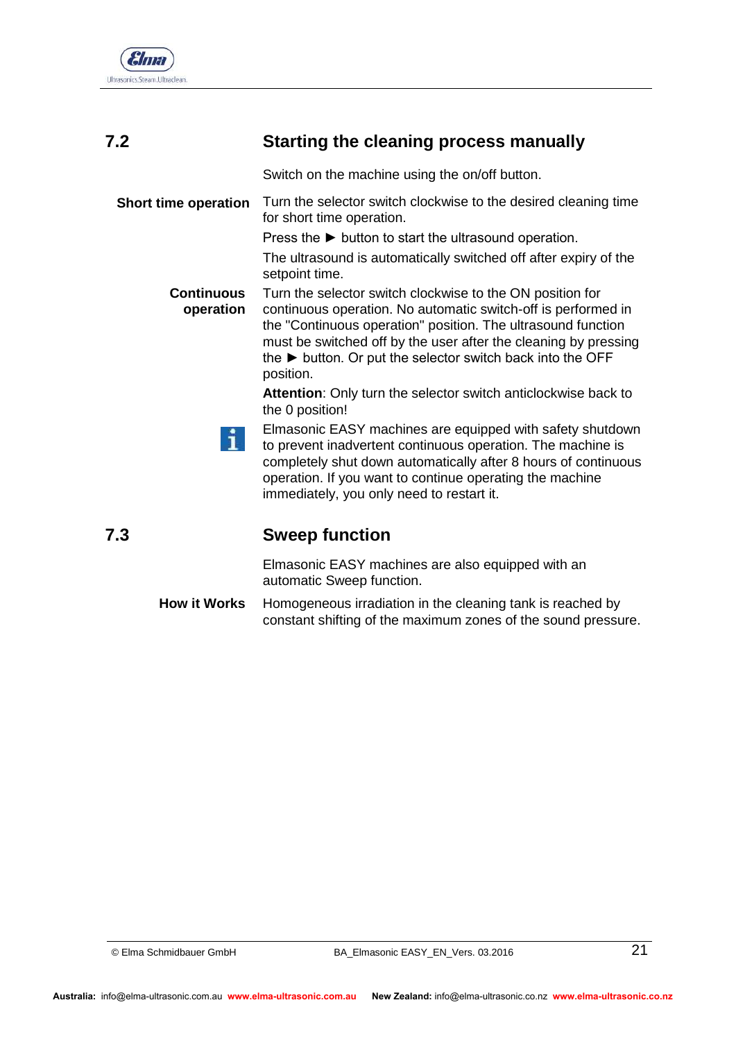## 7.2 Starting the cleaning process manually

Switch on the machine using the on/off button.

**Short time operation**

Turn the selector switch clockwise to the desired cleaning time for short time operation.

Press the ► button to start the ultrasound operation.

The ultrasound is automatically switched off after expiry of the setpoint time.

**Continuous operation**

Turn the selector switch clockwise to the ON position for continuous operation. No automatic switch-off is performed in the "Continuous operation" position. The ultrasound function must be switched off by the user after the cleaning by pressing the ► button. Or put the selector switch back into the OFF position.

**Attention**: Only turn the selector switch anticlockwise back to the 0 position!

Elmasonic EASY machines are equipped with safety shutdown to prevent inadvertent continuous operation. The machine is completely shut down automatically after 8 hours of continuous operation. If you want to continue operating the machine immediately, you only need to restart it.

## 7.3 Sweep function

Elmasonic EASY machines are also equipped with an automatic Sweep function.

**How it Works**

Homogeneous irradiation in the cleaning tank is reached by constant shifting of the maximum zones of the sound pressure.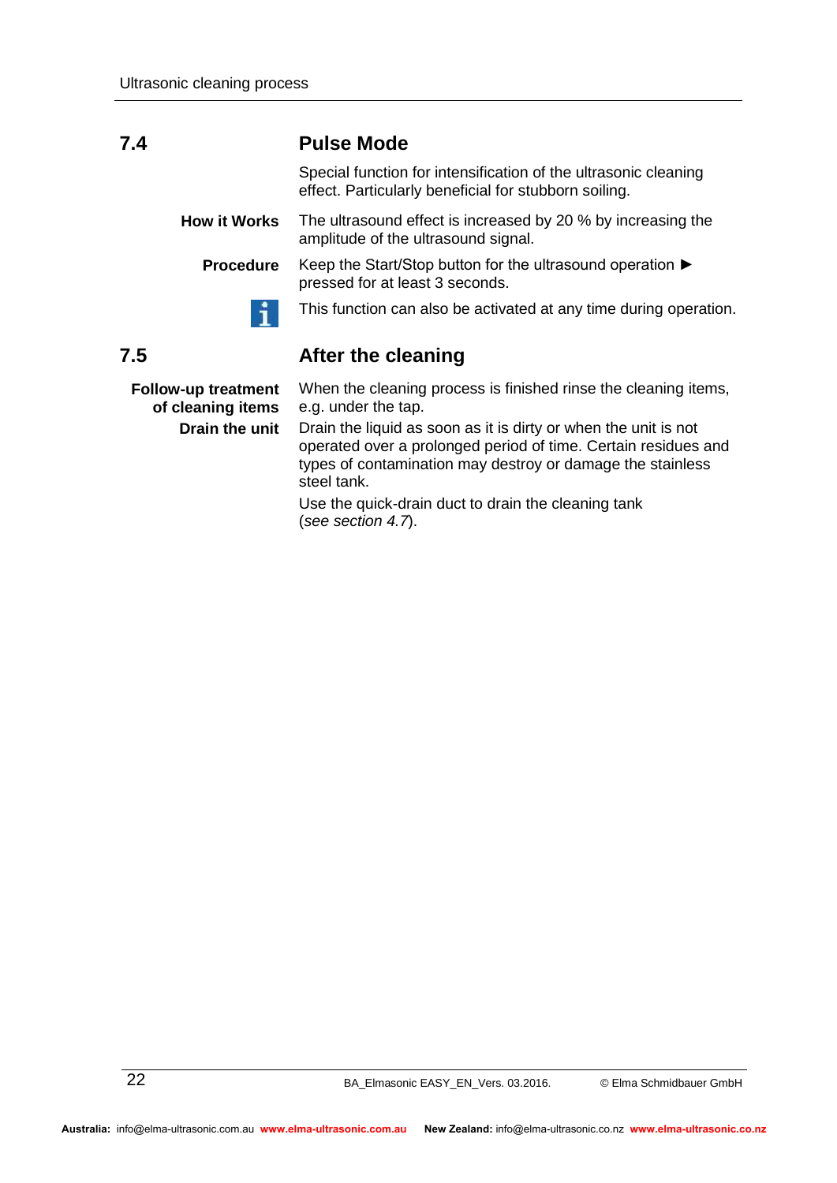## 7.4 Pulse Mode

Special function for intensification of the ultrasonic cleaning effect. Particularly beneficial for stubborn soiling.

**How it Works**

The ultrasound effect is increased by 20 % by increasing the amplitude of the ultrasound signal.

**Procedure**

Keep the Start/Stop button for the ultrasound operation ► pressed for at least 3 seconds.

This function can also be activated at any time during operation.

## 7.5 After the cleaning

**Follow-up treatment of cleaning items**

When the cleaning process is finished rinse the cleaning items, e.g. under the tap.

**Drain the unit**

Drain the liquid as soon as it is dirty or when the unit is not operated over a prolonged period of time. Certain residues and types of contamination may destroy or damage the stainless steel tank.

Use the quick-drain duct to drain the cleaning tank (*see section 4.7*).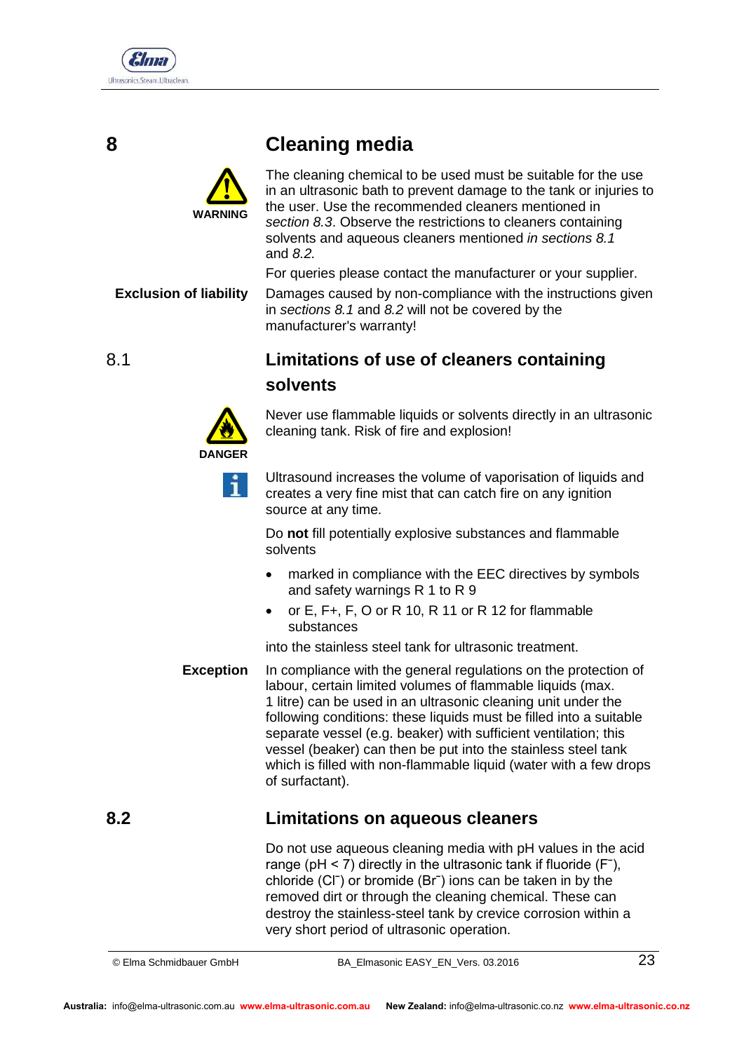# 8 Cleaning media

**WARNING**

The cleaning chemical to be used must be suitable for the use in an ultrasonic bath to prevent damage to the tank or injuries to the user. Use the recommended cleaners mentioned in *section 8.3*. Observe the restrictions to cleaners containing solvents and aqueous cleaners mentioned *in sections 8.1* and *8.2.*

For queries please contact the manufacturer or your supplier.

**Exclusion of liability**

Damages caused by non-compliance with the instructions given in *sections 8.1* and *8.2* will not be covered by the manufacturer's warranty!

## 8.1 Limitations of use of cleaners containing solvents

**DANGER**

Never use flammable liquids or solvents directly in an ultrasonic cleaning tank. Risk of fire and explosion!

Ultrasound increases the volume of vaporisation of liquids and creates a very fine mist that can catch fire on any ignition source at any time.

Do **not** fill potentially explosive substances and flammable solvents

- marked in compliance with the EEC directives by symbols and safety warnings R 1 to R 9
- or E, F+, F, O or R 10, R 11 or R 12 for flammable substances

into the stainless steel tank for ultrasonic treatment.

**Exception**

In compliance with the general regulations on the protection of labour, certain limited volumes of flammable liquids (max. 1 litre) can be used in an ultrasonic cleaning unit under the following conditions: these liquids must be filled into a suitable separate vessel (e.g. beaker) with sufficient ventilation; this vessel (beaker) can then be put into the stainless steel tank which is filled with non-flammable liquid (water with a few drops of surfactant).

## 8.2 Limitations on aqueous cleaners

Do not use aqueous cleaning media with pH values in the acid range (pH < 7) directly in the ultrasonic tank if fluoride ($F^-$), chloride ($Cl^-$) or bromide ($Br^-$) ions can be taken in by the removed dirt or through the cleaning chemical. These can destroy the stainless-steel tank by crevice corrosion within a very short period of ultrasonic operation.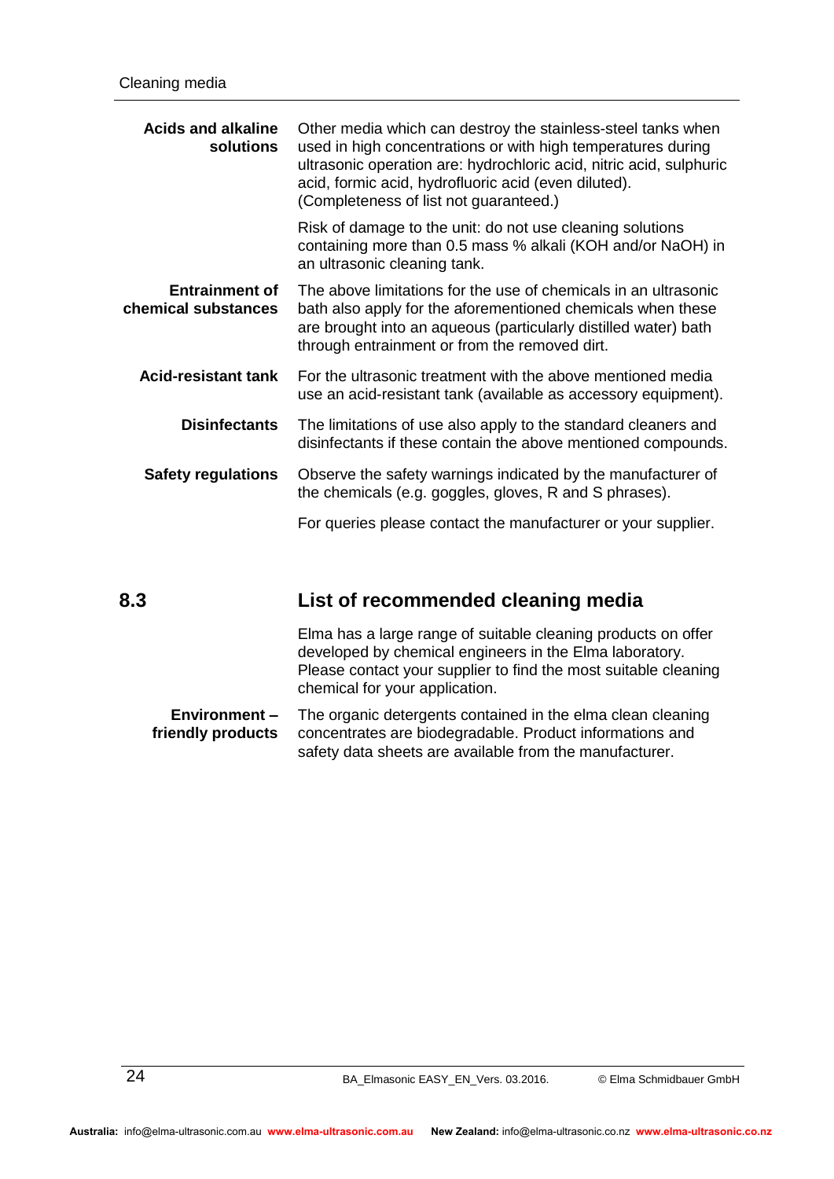**Acids and alkaline solutions**

Other media which can destroy the stainless-steel tanks when used in high concentrations or with high temperatures during ultrasonic operation are: hydrochloric acid, nitric acid, sulphuric acid, formic acid, hydrofluoric acid (even diluted). (Completeness of list not guaranteed.)

Risk of damage to the unit: do not use cleaning solutions containing more than 0.5 mass % alkali (KOH and/or NaOH) in an ultrasonic cleaning tank.

**Entrainment of chemical substances**

The above limitations for the use of chemicals in an ultrasonic bath also apply for the aforementioned chemicals when these are brought into an aqueous (particularly distilled water) bath through entrainment or from the removed dirt.

**Acid-resistant tank**

For the ultrasonic treatment with the above mentioned media use an acid-resistant tank (available as accessory equipment).

**Disinfectants**

The limitations of use also apply to the standard cleaners and disinfectants if these contain the above mentioned compounds.

**Safety regulations**

Observe the safety warnings indicated by the manufacturer of the chemicals (e.g. goggles, gloves, R and S phrases).

For queries please contact the manufacturer or your supplier.

## 8.3 List of recommended cleaning media

Elma has a large range of suitable cleaning products on offer developed by chemical engineers in the Elma laboratory. Please contact your supplier to find the most suitable cleaning chemical for your application.

**Environment – friendly products**

The organic detergents contained in the elma clean cleaning concentrates are biodegradable. Product informations and safety data sheets are available from the manufacturer.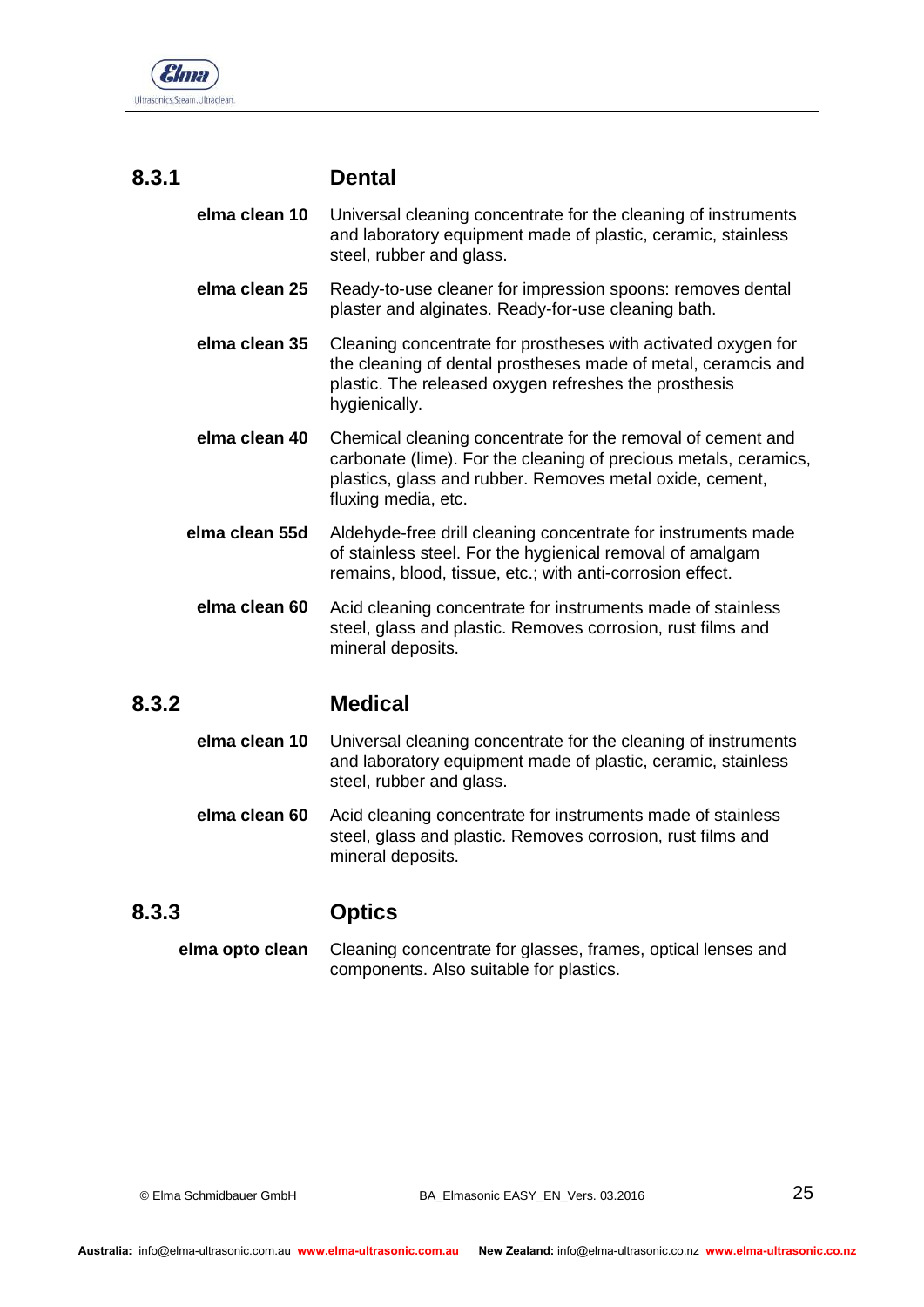### 8.3.1 Dental

**elma clean 10** Universal cleaning concentrate for the cleaning of instruments and laboratory equipment made of plastic, ceramic, stainless steel, rubber and glass.

**elma clean 25** Ready-to-use cleaner for impression spoons: removes dental plaster and alginates. Ready-for-use cleaning bath.

**elma clean 35** Cleaning concentrate for prostheses with activated oxygen for the cleaning of dental prostheses made of metal, ceramcis and plastic. The released oxygen refreshes the prosthesis hygienically.

**elma clean 40** Chemical cleaning concentrate for the removal of cement and carbonate (lime). For the cleaning of precious metals, ceramics, plastics, glass and rubber. Removes metal oxide, cement, fluxing media, etc.

**elma clean 55d** Aldehyde-free drill cleaning concentrate for instruments made of stainless steel. For the hygienical removal of amalgam remains, blood, tissue, etc.; with anti-corrosion effect.

**elma clean 60** Acid cleaning concentrate for instruments made of stainless steel, glass and plastic. Removes corrosion, rust films and mineral deposits.

### 8.3.2 Medical

**elma clean 10** Universal cleaning concentrate for the cleaning of instruments and laboratory equipment made of plastic, ceramic, stainless steel, rubber and glass.

**elma clean 60** Acid cleaning concentrate for instruments made of stainless steel, glass and plastic. Removes corrosion, rust films and mineral deposits.

### 8.3.3 Optics

**elma opto clean** Cleaning concentrate for glasses, frames, optical lenses and components. Also suitable for plastics.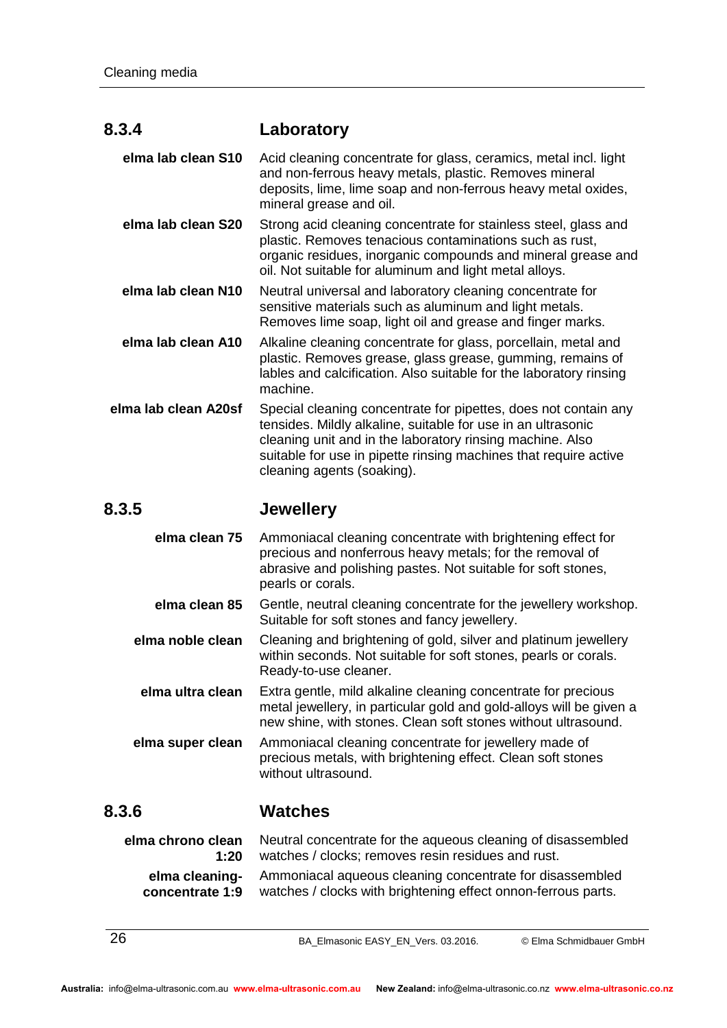### 8.3.4 Laboratory

**elma lab clean S10** Acid cleaning concentrate for glass, ceramics, metal incl. light and non-ferrous heavy metals, plastic. Removes mineral deposits, lime, lime soap and non-ferrous heavy metal oxides, mineral grease and oil.

**elma lab clean S20** Strong acid cleaning concentrate for stainless steel, glass and plastic. Removes tenacious contaminations such as rust, organic residues, inorganic compounds and mineral grease and oil. Not suitable for aluminum and light metal alloys.

**elma lab clean N10** Neutral universal and laboratory cleaning concentrate for sensitive materials such as aluminum and light metals. Removes lime soap, light oil and grease and finger marks.

**elma lab clean A10** Alkaline cleaning concentrate for glass, porcellain, metal and plastic. Removes grease, glass grease, gumming, remains of lables and calcification. Also suitable for the laboratory rinsing machine.

**elma lab clean A20sf** Special cleaning concentrate for pipettes, does not contain any tensides. Mildly alkaline, suitable for use in an ultrasonic cleaning unit and in the laboratory rinsing machine. Also suitable for use in pipette rinsing machines that require active cleaning agents (soaking).

### 8.3.5 Jewellery

**elma clean 75** Ammoniacal cleaning concentrate with brightening effect for precious and nonferrous heavy metals; for the removal of abrasive and polishing pastes. Not suitable for soft stones, pearls or corals.

**elma clean 85** Gentle, neutral cleaning concentrate for the jewellery workshop. Suitable for soft stones and fancy jewellery.

**elma noble clean** Cleaning and brightening of gold, silver and platinum jewellery within seconds. Not suitable for soft stones, pearls or corals. Ready-to-use cleaner.

**elma ultra clean** Extra gentle, mild alkaline cleaning concentrate for precious metal jewellery, in particular gold and gold-alloys will be given a new shine, with stones. Clean soft stones without ultrasound.

**elma super clean** Ammoniacal cleaning concentrate for jewellery made of precious metals, with brightening effect. Clean soft stones without ultrasound.

### 8.3.6 Watches

**elma chrono clean 1:20** Neutral concentrate for the aqueous cleaning of disassembled watches / clocks; removes resin residues and rust.

**elma cleaning-concentrate 1:9** Ammoniacal aqueous cleaning concentrate for disassembled watches / clocks with brightening effect onnon-ferrous parts.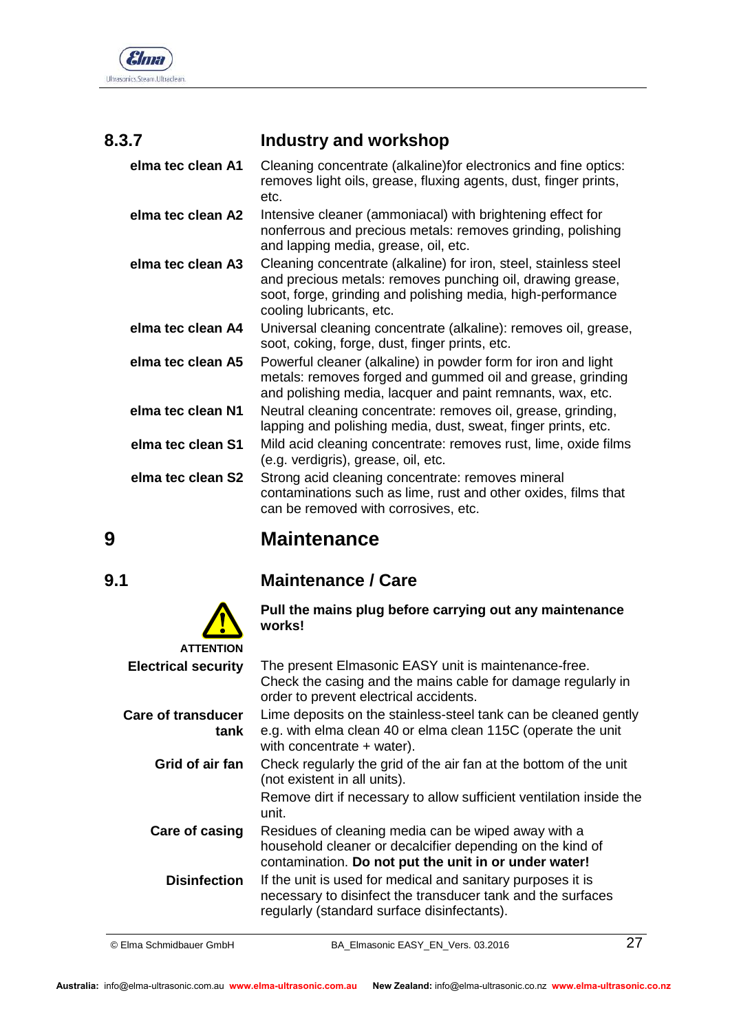### 8.3.7 Industry and workshop

| | |
|---|---|
| **elma tec clean A1** | Cleaning concentrate (alkaline)for electronics and fine optics: removes light oils, grease, fluxing agents, dust, finger prints, etc. |
| **elma tec clean A2** | Intensive cleaner (ammoniacal) with brightening effect for nonferrous and precious metals: removes grinding, polishing and lapping media, grease, oil, etc. |
| **elma tec clean A3** | Cleaning concentrate (alkaline) for iron, steel, stainless steel and precious metals: removes punching oil, drawing grease, soot, forge, grinding and polishing media, high-performance cooling lubricants, etc. |
| **elma tec clean A4** | Universal cleaning concentrate (alkaline): removes oil, grease, soot, coking, forge, dust, finger prints, etc. |
| **elma tec clean A5** | Powerful cleaner (alkaline) in powder form for iron and light metals: removes forged and gummed oil and grease, grinding and polishing media, lacquer and paint remnants, wax, etc. |
| **elma tec clean N1** | Neutral cleaning concentrate: removes oil, grease, grinding, lapping and polishing media, dust, sweat, finger prints, etc. |
| **elma tec clean S1** | Mild acid cleaning concentrate: removes rust, lime, oxide films (e.g. verdigris), grease, oil, etc. |
| **elma tec clean S2** | Strong acid cleaning concentrate: removes mineral contaminations such as lime, rust and other oxides, films that can be removed with corrosives, etc. |

# 9 Maintenance

## 9.1 Maintenance / Care

**ATTENTION**

**Pull the mains plug before carrying out any maintenance works!**

| | |
|---|---|
| **Electrical security** | The present Elmasonic EASY unit is maintenance-free. Check the casing and the mains cable for damage regularly in order to prevent electrical accidents. |
| **Care of transducer tank** | Lime deposits on the stainless-steel tank can be cleaned gently e.g. with elma clean 40 or elma clean 115C (operate the unit with concentrate + water). |
| **Grid of air fan** | Check regularly the grid of the air fan at the bottom of the unit (not existent in all units). Remove dirt if necessary to allow sufficient ventilation inside the unit. |
| **Care of casing** | Residues of cleaning media can be wiped away with a household cleaner or decalcifier depending on the kind of contamination. **Do not put the unit in or under water!** |
| **Disinfection** | If the unit is used for medical and sanitary purposes it is necessary to disinfect the transducer tank and the surfaces regularly (standard surface disinfectants). |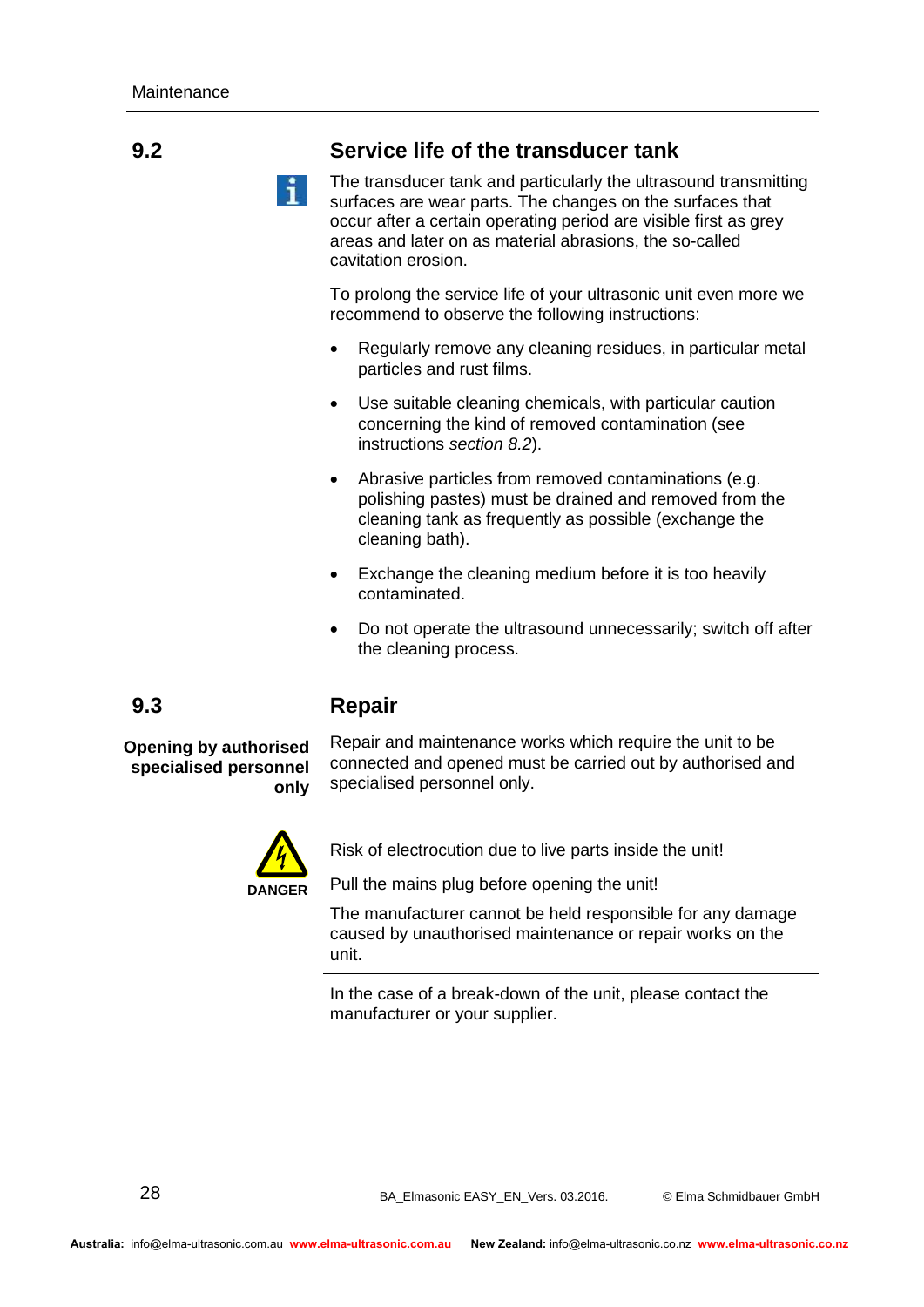## 9.2 Service life of the transducer tank

The transducer tank and particularly the ultrasound transmitting surfaces are wear parts. The changes on the surfaces that occur after a certain operating period are visible first as grey areas and later on as material abrasions, the so-called cavitation erosion.

To prolong the service life of your ultrasonic unit even more we recommend to observe the following instructions:

- Regularly remove any cleaning residues, in particular metal particles and rust films.
- Use suitable cleaning chemicals, with particular caution concerning the kind of removed contamination (see instructions *section 8.2*).
- Abrasive particles from removed contaminations (e.g. polishing pastes) must be drained and removed from the cleaning tank as frequently as possible (exchange the cleaning bath).
- Exchange the cleaning medium before it is too heavily contaminated.
- Do not operate the ultrasound unnecessarily; switch off after the cleaning process.

## 9.3 Repair

**Opening by authorised specialised personnel only**

Repair and maintenance works which require the unit to be connected and opened must be carried out by authorised and specialised personnel only.

**DANGER**

Risk of electrocution due to live parts inside the unit!

Pull the mains plug before opening the unit!

The manufacturer cannot be held responsible for any damage caused by unauthorised maintenance or repair works on the unit.

In the case of a break-down of the unit, please contact the manufacturer or your supplier.

BA_Elmasonic EASY_EN_Vers. 03.2016. © Elma Schmidbauer GmbH

**Australia:** info@elma-ultrasonic.com.au **www.elma-ultrasonic.com.au** **New Zealand:** info@elma-ultrasonic.co.nz **www.elma-ultrasonic.co.nz**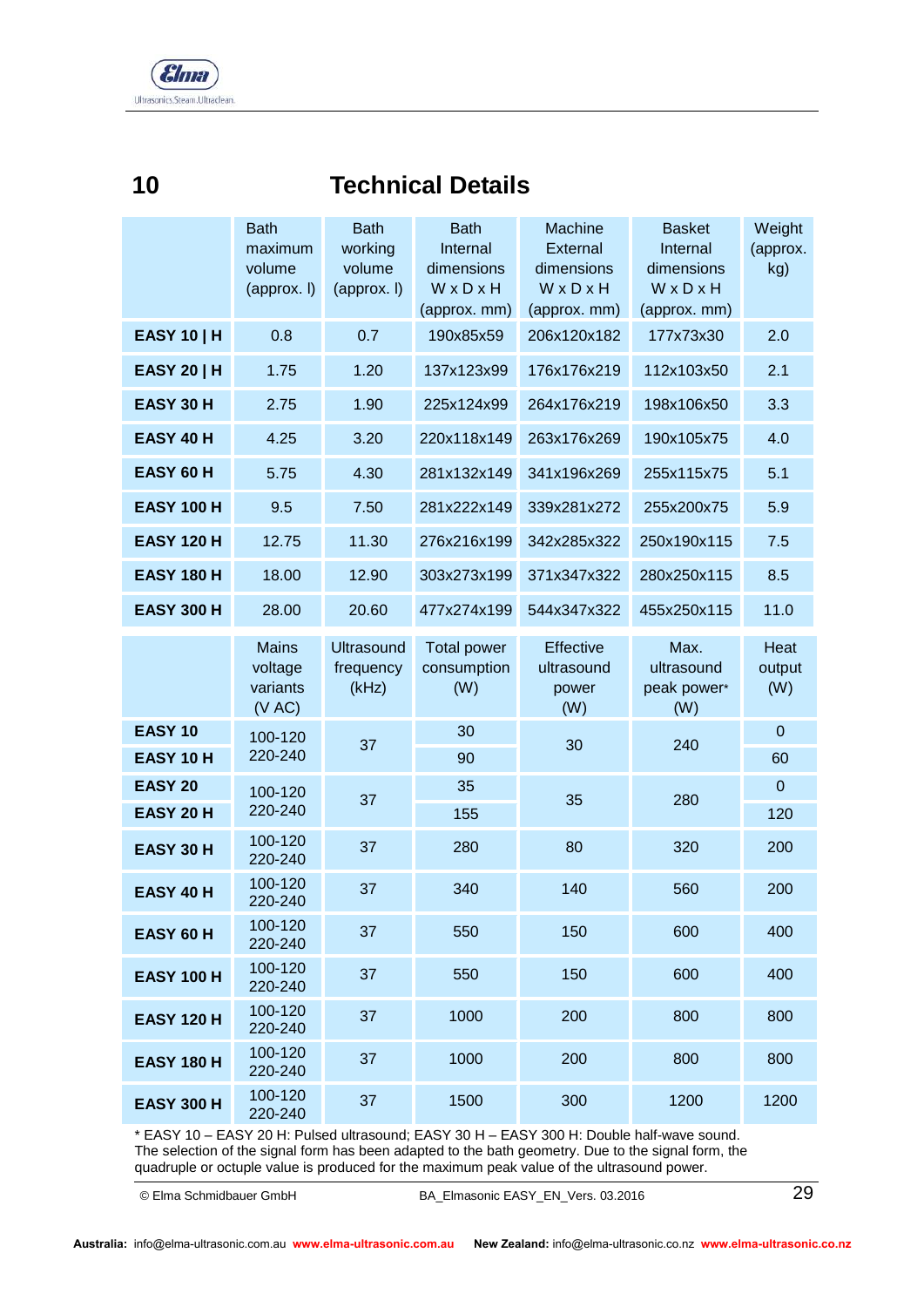# 10 Technical Details

| | Bath maximum volume (approx. l) | Bath working volume (approx. l) | Bath Internal dimensions W x D x H (approx. mm) | Machine External dimensions W x D x H (approx. mm) | Basket Internal dimensions W x D x H (approx. mm) | Weight (approx. kg) |
|---|---|---|---|---|---|---|
| **EASY 10 \| H** | 0.8 | 0.7 | 190x85x59 | 206x120x182 | 177x73x30 | 2.0 |
| **EASY 20 \| H** | 1.75 | 1.20 | 137x123x99 | 176x176x219 | 112x103x50 | 2.1 |
| **EASY 30 H** | 2.75 | 1.90 | 225x124x99 | 264x176x219 | 198x106x50 | 3.3 |
| **EASY 40 H** | 4.25 | 3.20 | 220x118x149 | 263x176x269 | 190x105x75 | 4.0 |
| **EASY 60 H** | 5.75 | 4.30 | 281x132x149 | 341x196x269 | 255x115x75 | 5.1 |
| **EASY 100 H** | 9.5 | 7.50 | 281x222x149 | 339x281x272 | 255x200x75 | 5.9 |
| **EASY 120 H** | 12.75 | 11.30 | 276x216x199 | 342x285x322 | 250x190x115 | 7.5 |
| **EASY 180 H** | 18.00 | 12.90 | 303x273x199 | 371x347x322 | 280x250x115 | 8.5 |
| **EASY 300 H** | 28.00 | 20.60 | 477x274x199 | 544x347x322 | 455x250x115 | 11.0 |

| | Mains voltage variants (V AC) | Ultrasound frequency (kHz) | Total power consumption (W) | Effective ultrasound power (W) | Max. ultrasound peak power* (W) | Heat output (W) |
|---|---|---|---|---|---|---|
| **EASY 10** | 100-120 220-240 | 37 | 30 | 30 | 240 | 0 |
| **EASY 10 H** | | | 90 | | | 60 |
| **EASY 20** | 100-120 220-240 | 37 | 35 | 35 | 280 | 0 |
| **EASY 20 H** | | | 155 | | | 120 |
| **EASY 30 H** | 100-120 220-240 | 37 | 280 | 80 | 320 | 200 |
| **EASY 40 H** | 100-120 220-240 | 37 | 340 | 140 | 560 | 200 |
| **EASY 60 H** | 100-120 220-240 | 37 | 550 | 150 | 600 | 400 |
| **EASY 100 H** | 100-120 220-240 | 37 | 550 | 150 | 600 | 400 |
| **EASY 120 H** | 100-120 220-240 | 37 | 1000 | 200 | 800 | 800 |
| **EASY 180 H** | 100-120 220-240 | 37 | 1000 | 200 | 800 | 800 |
| **EASY 300 H** | 100-120 220-240 | 37 | 1500 | 300 | 1200 | 1200 |

* EASY 10 – EASY 20 H: Pulsed ultrasound; EASY 30 H – EASY 300 H: Double half-wave sound. The selection of the signal form has been adapted to the bath geometry. Due to the signal form, the quadruple or octuple value is produced for the maximum peak value of the ultrasound power.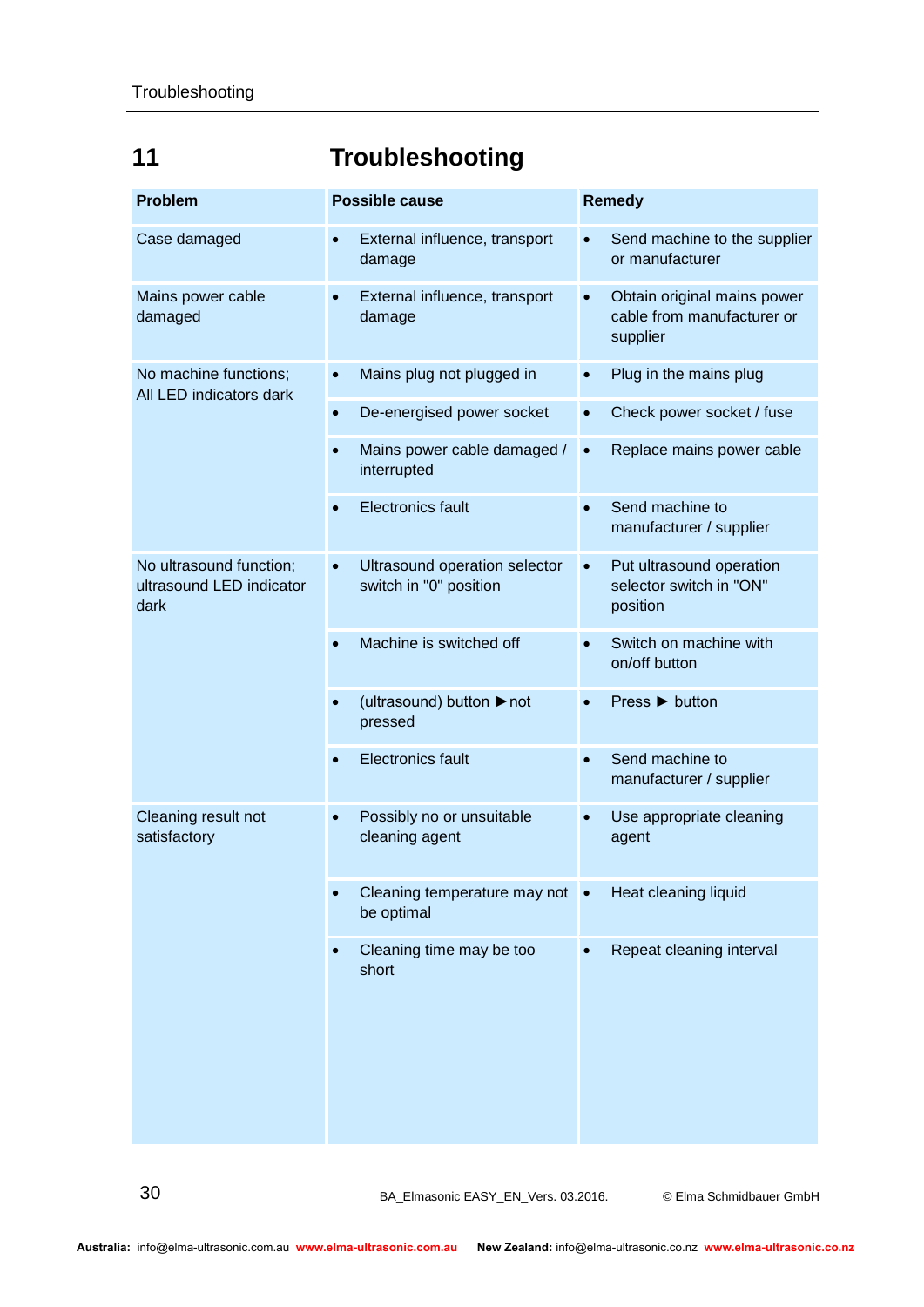# 11 Troubleshooting

| Problem | Possible cause | Remedy |
|---|---|---|
| Case damaged | • External influence, transport damage | • Send machine to the supplier or manufacturer |
| Mains power cable damaged | • External influence, transport damage | • Obtain original mains power cable from manufacturer or supplier |
| No machine functions; All LED indicators dark | • Mains plug not plugged in | • Plug in the mains plug |
| | • De-energised power socket | • Check power socket / fuse |
| | • Mains power cable damaged / interrupted | • Replace mains power cable |
| | • Electronics fault | • Send machine to manufacturer / supplier |
| No ultrasound function; ultrasound LED indicator dark | • Ultrasound operation selector switch in "0" position | • Put ultrasound operation selector switch in "ON" position |
| | • Machine is switched off | • Switch on machine with on/off button |
| | • (ultrasound) button ► not pressed | • Press ► button |
| | • Electronics fault | • Send machine to manufacturer / supplier |
| Cleaning result not satisfactory | • Possibly no or unsuitable cleaning agent | • Use appropriate cleaning agent |
| | • Cleaning temperature may not be optimal | • Heat cleaning liquid |
| | • Cleaning time may be too short | • Repeat cleaning interval |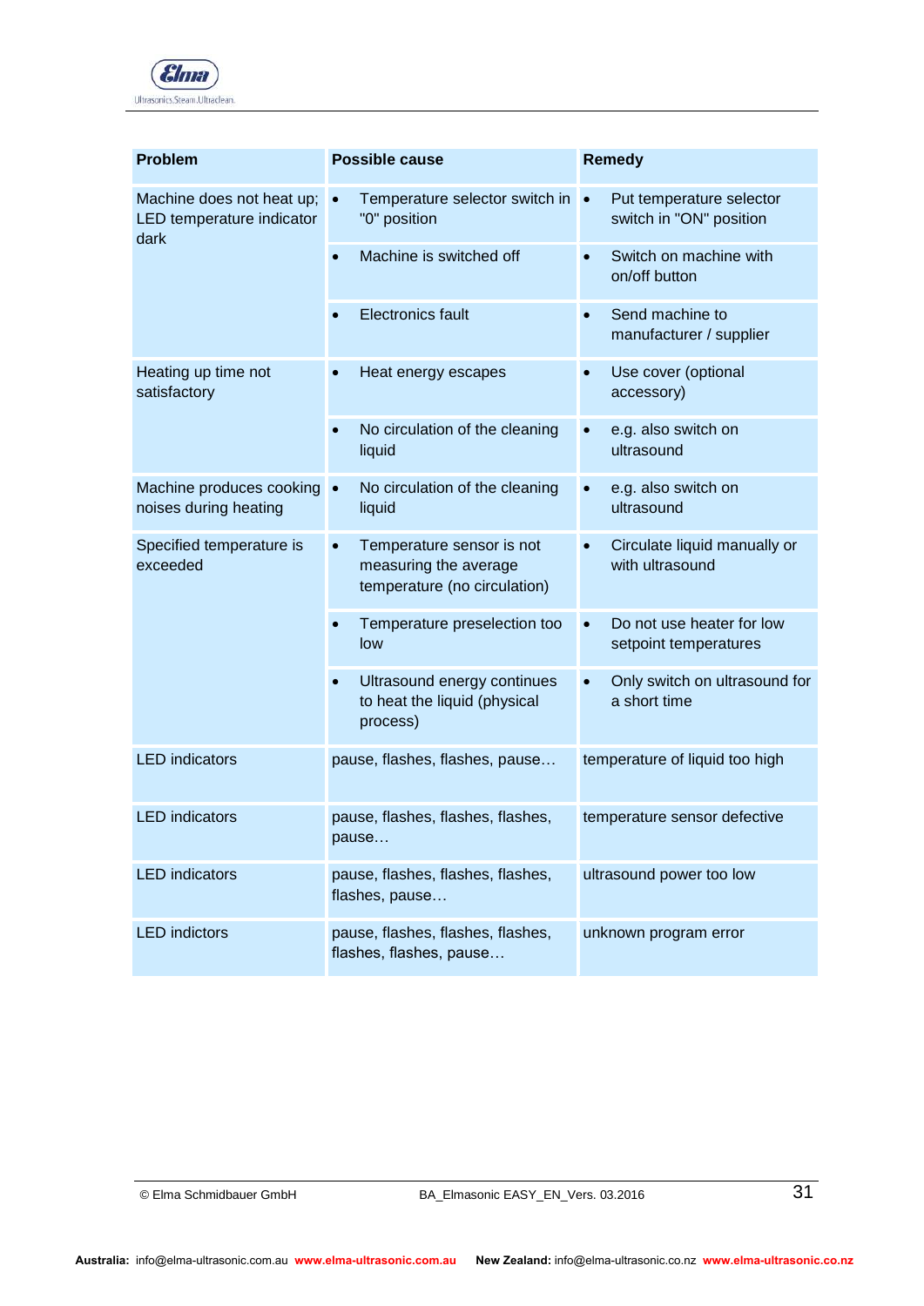| Problem | Possible cause | Remedy |
| --- | --- | --- |
| Machine does not heat up; LED temperature indicator dark | • Temperature selector switch in "0" position | • Put temperature selector switch in "ON" position |
| | • Machine is switched off | • Switch on machine with on/off button |
| | • Electronics fault | • Send machine to manufacturer / supplier |
| Heating up time not satisfactory | • Heat energy escapes | • Use cover (optional accessory) |
| | • No circulation of the cleaning liquid | • e.g. also switch on ultrasound |
| Machine produces cooking noises during heating | • No circulation of the cleaning liquid | • e.g. also switch on ultrasound |
| Specified temperature is exceeded | • Temperature sensor is not measuring the average temperature (no circulation) | • Circulate liquid manually or with ultrasound |
| | • Temperature preselection too low | • Do not use heater for low setpoint temperatures |
| | • Ultrasound energy continues to heat the liquid (physical process) | • Only switch on ultrasound for a short time |
| LED indicators | pause, flashes, flashes, pause… | temperature of liquid too high |
| LED indicators | pause, flashes, flashes, flashes, pause… | temperature sensor defective |
| LED indicators | pause, flashes, flashes, flashes, flashes, pause… | ultrasound power too low |
| LED indictors | pause, flashes, flashes, flashes, flashes, flashes, pause… | unknown program error |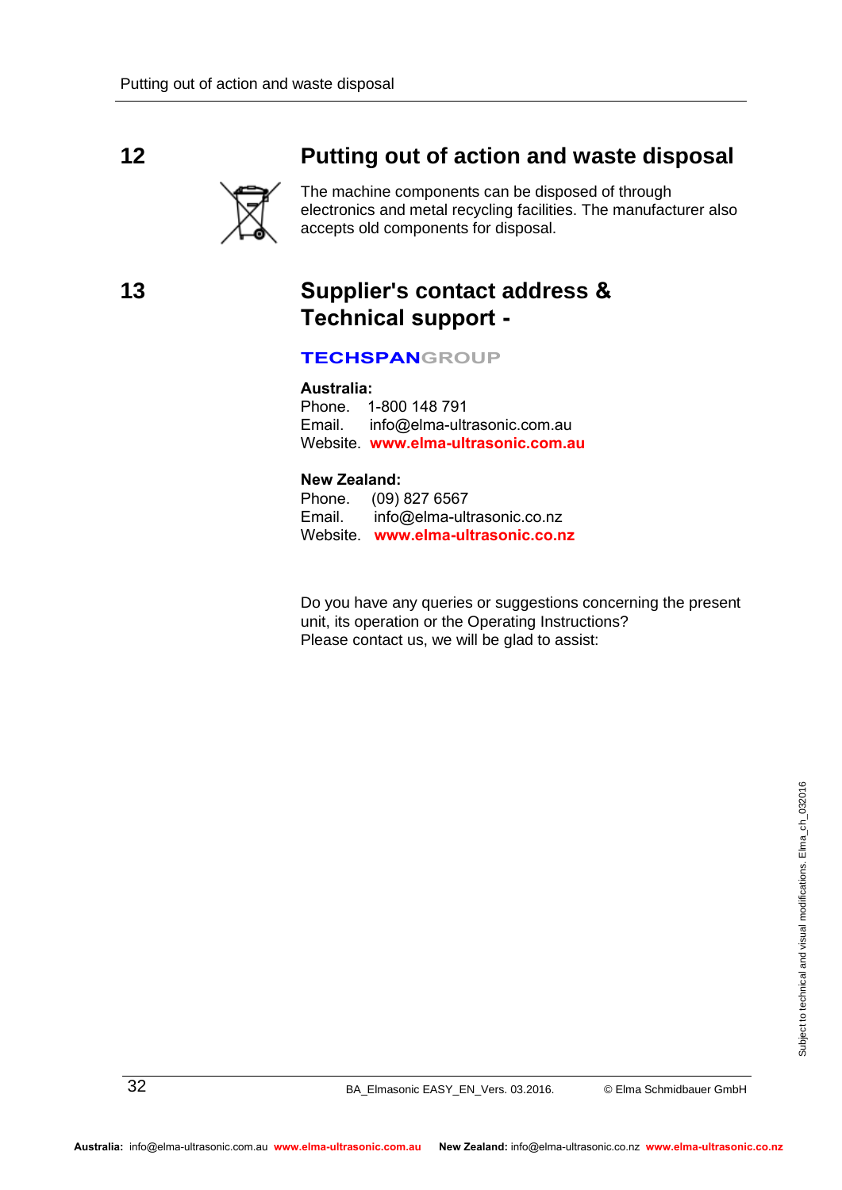## 12 Putting out of action and waste disposal

The machine components can be disposed of through electronics and metal recycling facilities. The manufacturer also accepts old components for disposal.

## 13 Supplier's contact address & Technical support -

**TECHSPANGROUP**

**Australia:**
Phone. 1-800 148 791
Email. info@elma-ultrasonic.com.au
Website. **www.elma-ultrasonic.com.au**

**New Zealand:**
Phone. (09) 827 6567
Email. info@elma-ultrasonic.co.nz
Website. **www.elma-ultrasonic.co.nz**

Do you have any queries or suggestions concerning the present unit, its operation or the Operating Instructions?
Please contact us, we will be glad to assist: